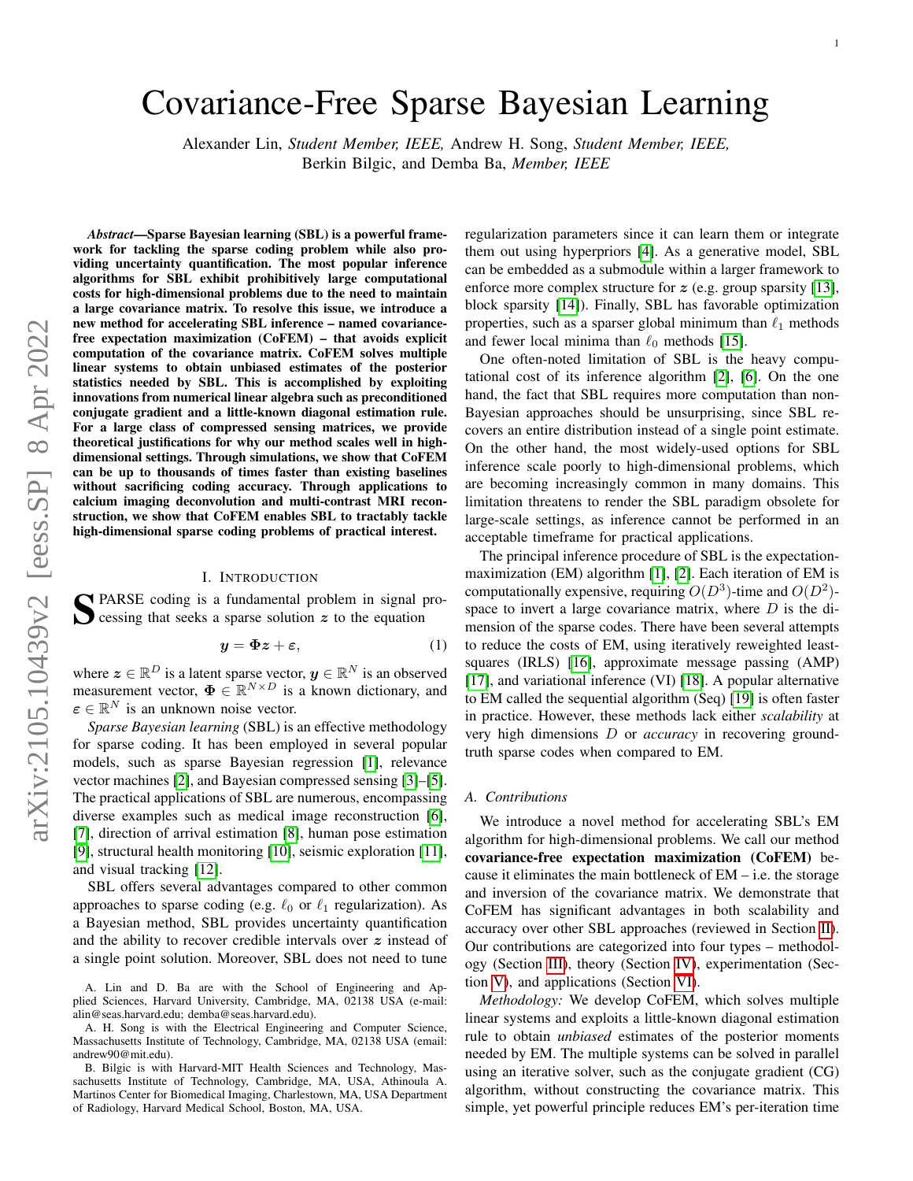# Covariance-Free Sparse Bayesian Learning

Alexander Lin, *Student Member, IEEE,* Andrew H. Song, *Student Member, IEEE,* Berkin Bilgic, and Demba Ba, *Member, IEEE*

***Abstract*—Sparse Bayesian learning (SBL) is a powerful framework for tackling the sparse coding problem while also providing uncertainty quantification. The most popular inference algorithms for SBL exhibit prohibitively large computational costs for high-dimensional problems due to the need to maintain a large covariance matrix. To resolve this issue, we introduce a new method for accelerating SBL inference – named covariance-free expectation maximization (CoFEM) – that avoids explicit computation of the covariance matrix. CoFEM solves multiple linear systems to obtain unbiased estimates of the posterior statistics needed by SBL. This is accomplished by exploiting innovations from numerical linear algebra such as preconditioned conjugate gradient and a little-known diagonal estimation rule. For a large class of compressed sensing matrices, we provide theoretical justifications for why our method scales well in high-dimensional settings. Through simulations, we show that CoFEM can be up to thousands of times faster than existing baselines without sacrificing coding accuracy. Through applications to calcium imaging deconvolution and multi-contrast MRI reconstruction, we show that CoFEM enables SBL to tractably tackle high-dimensional sparse coding problems of practical interest.**

## I. Introduction

Sparse coding is a fundamental problem in signal processing that seeks a sparse solution $\boldsymbol{z}$ to the equation

$$\boldsymbol{y} = \boldsymbol{\Phi}\boldsymbol{z} + \boldsymbol{\varepsilon}, \tag{1}$$

where $\boldsymbol{z} \in \mathbb{R}^D$ is a latent sparse vector, $\boldsymbol{y} \in \mathbb{R}^N$ is an observed measurement vector, $\boldsymbol{\Phi} \in \mathbb{R}^{N \times D}$ is a known dictionary, and $\boldsymbol{\varepsilon} \in \mathbb{R}^N$ is an unknown noise vector.

*Sparse Bayesian learning* (SBL) is an effective methodology for sparse coding. It has been employed in several popular models, such as sparse Bayesian regression [1], relevance vector machines [2], and Bayesian compressed sensing [3]–[5]. The practical applications of SBL are numerous, encompassing diverse examples such as medical image reconstruction [6], [7], direction of arrival estimation [8], human pose estimation [9], structural health monitoring [10], seismic exploration [11], and visual tracking [12].

SBL offers several advantages compared to other common approaches to sparse coding (e.g. $\ell_0$ or $\ell_1$ regularization). As a Bayesian method, SBL provides uncertainty quantification and the ability to recover credible intervals over $\boldsymbol{z}$ instead of a single point solution. Moreover, SBL does not need to tune regularization parameters since it can learn them or integrate them out using hyperpriors [4]. As a generative model, SBL can be embedded as a submodule within a larger framework to enforce more complex structure for $\boldsymbol{z}$ (e.g. group sparsity [13], block sparsity [14]). Finally, SBL has favorable optimization properties, such as a sparser global minimum than $\ell_1$ methods and fewer local minima than $\ell_0$ methods [15].

One often-noted limitation of SBL is the heavy computational cost of its inference algorithm [2], [6]. On the one hand, the fact that SBL requires more computation than non-Bayesian approaches should be unsurprising, since SBL recovers an entire distribution instead of a single point estimate. On the other hand, the most widely-used options for SBL inference scale poorly to high-dimensional problems, which are becoming increasingly common in many domains. This limitation threatens to render the SBL paradigm obsolete for large-scale settings, as inference cannot be performed in an acceptable timeframe for practical applications.

The principal inference procedure of SBL is the expectation-maximization (EM) algorithm [1], [2]. Each iteration of EM is computationally expensive, requiring $O(D^3)$-time and $O(D^2)$-space to invert a large covariance matrix, where $D$ is the dimension of the sparse codes. There have been several attempts to reduce the costs of EM, using iteratively reweighted least-squares (IRLS) [16], approximate message passing (AMP) [17], and variational inference (VI) [18]. A popular alternative to EM called the sequential algorithm (Seq) [19] is often faster in practice. However, these methods lack either *scalability* at very high dimensions $D$ or *accuracy* in recovering ground-truth sparse codes when compared to EM.

### A. Contributions

We introduce a novel method for accelerating SBL's EM algorithm for high-dimensional problems. We call our method **covariance-free expectation maximization (CoFEM)** because it eliminates the main bottleneck of EM – i.e. the storage and inversion of the covariance matrix. We demonstrate that CoFEM has significant advantages in both scalability and accuracy over other SBL approaches (reviewed in Section II). Our contributions are categorized into four types – methodology (Section III), theory (Section IV), experimentation (Section V), and applications (Section VI).

*Methodology:* We develop CoFEM, which solves multiple linear systems and exploits a little-known diagonal estimation rule to obtain *unbiased* estimates of the posterior moments needed by EM. The multiple systems can be solved in parallel using an iterative solver, such as the conjugate gradient (CG) algorithm, without constructing the covariance matrix. This simple, yet powerful principle reduces EM's per-iteration time

A. Lin and D. Ba are with the School of Engineering and Applied Sciences, Harvard University, Cambridge, MA, 02138 USA (e-mail: alin@seas.harvard.edu; demba@seas.harvard.edu).

A. H. Song is with the Electrical Engineering and Computer Science, Massachusetts Institute of Technology, Cambridge, MA, 02138 USA (email: andrew90@mit.edu).

B. Bilgic is with Harvard-MIT Health Sciences and Technology, Massachusetts Institute of Technology, Cambridge, MA, USA, Athinoula A. Martinos Center for Biomedical Imaging, Charlestown, MA, USA Department of Radiology, Harvard Medical School, Boston, MA, USA.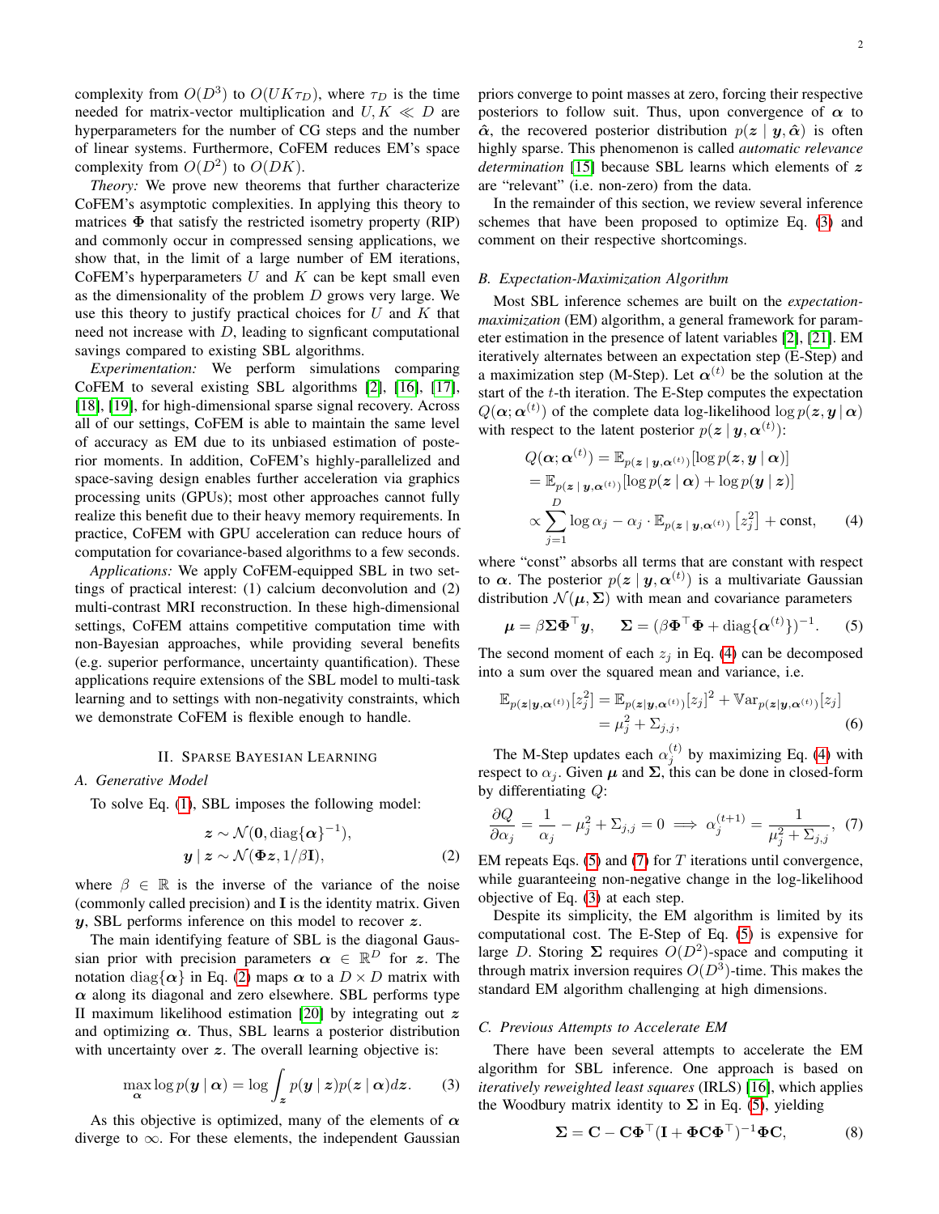complexity from $O(D^3)$ to $O(UK\tau_D)$, where $\tau_D$ is the time needed for matrix-vector multiplication and $U, K \ll D$ are hyperparameters for the number of CG steps and the number of linear systems. Furthermore, CoFEM reduces EM's space complexity from $O(D^2)$ to $O(DK)$.

*Theory:* We prove new theorems that further characterize CoFEM's asymptotic complexities. In applying this theory to matrices $\mathbf{\Phi}$ that satisfy the restricted isometry property (RIP) and commonly occur in compressed sensing applications, we show that, in the limit of a large number of EM iterations, CoFEM's hyperparameters $U$ and $K$ can be kept small even as the dimensionality of the problem $D$ grows very large. We use this theory to justify practical choices for $U$ and $K$ that need not increase with $D$, leading to signficant computational savings compared to existing SBL algorithms.

*Experimentation:* We perform simulations comparing CoFEM to several existing SBL algorithms [2], [16], [17], [18], [19], for high-dimensional sparse signal recovery. Across all of our settings, CoFEM is able to maintain the same level of accuracy as EM due to its unbiased estimation of posterior moments. In addition, CoFEM's highly-parallelized and space-saving design enables further acceleration via graphics processing units (GPUs); most other approaches cannot fully realize this benefit due to their heavy memory requirements. In practice, CoFEM with GPU acceleration can reduce hours of computation for covariance-based algorithms to a few seconds.

*Applications:* We apply CoFEM-equipped SBL in two settings of practical interest: (1) calcium deconvolution and (2) multi-contrast MRI reconstruction. In these high-dimensional settings, CoFEM attains competitive computation time with non-Bayesian approaches, while providing several benefits (e.g. superior performance, uncertainty quantification). These applications require extensions of the SBL model to multi-task learning and to settings with non-negativity constraints, which we demonstrate CoFEM is flexible enough to handle.

## II. Sparse Bayesian Learning

### A. Generative Model

To solve Eq. (1), SBL imposes the following model:

$$\begin{aligned} \boldsymbol{z} &\sim \mathcal{N}(\mathbf{0}, \operatorname{diag}\{\boldsymbol{\alpha}\}^{-1}), \\ \boldsymbol{y} \mid \boldsymbol{z} &\sim \mathcal{N}(\mathbf{\Phi}\boldsymbol{z}, 1/\beta \mathbf{I}), \end{aligned} \tag{2}$$

where $\beta \in \mathbb{R}$ is the inverse of the variance of the noise (commonly called precision) and $\mathbf{I}$ is the identity matrix. Given $\boldsymbol{y}$, SBL performs inference on this model to recover $\boldsymbol{z}$.

The main identifying feature of SBL is the diagonal Gaussian prior with precision parameters $\boldsymbol{\alpha} \in \mathbb{R}^D$ for $\boldsymbol{z}$. The notation $\operatorname{diag}\{\boldsymbol{\alpha}\}$ in Eq. (2) maps $\boldsymbol{\alpha}$ to a $D \times D$ matrix with $\boldsymbol{\alpha}$ along its diagonal and zero elsewhere. SBL performs type II maximum likelihood estimation [20] by integrating out $\boldsymbol{z}$ and optimizing $\boldsymbol{\alpha}$. Thus, SBL learns a posterior distribution with uncertainty over $\boldsymbol{z}$. The overall learning objective is:

$$\max_{\boldsymbol{\alpha}} \log p(\boldsymbol{y} \mid \boldsymbol{\alpha}) = \log \int_{\boldsymbol{z}} p(\boldsymbol{y} \mid \boldsymbol{z}) p(\boldsymbol{z} \mid \boldsymbol{\alpha}) d\boldsymbol{z}. \tag{3}$$

As this objective is optimized, many of the elements of $\boldsymbol{\alpha}$ diverge to $\infty$. For these elements, the independent Gaussian priors converge to point masses at zero, forcing their respective posteriors to follow suit. Thus, upon convergence of $\boldsymbol{\alpha}$ to $\hat{\boldsymbol{\alpha}}$, the recovered posterior distribution $p(\boldsymbol{z} \mid \boldsymbol{y}, \hat{\boldsymbol{\alpha}})$ is often highly sparse. This phenomenon is called *automatic relevance determination* [15] because SBL learns which elements of $\boldsymbol{z}$ are "relevant" (i.e. non-zero) from the data.

In the remainder of this section, we review several inference schemes that have been proposed to optimize Eq. (3) and comment on their respective shortcomings.

### B. Expectation-Maximization Algorithm

Most SBL inference schemes are built on the *expectation-maximization* (EM) algorithm, a general framework for parameter estimation in the presence of latent variables [2], [21]. EM iteratively alternates between an expectation step (E-Step) and a maximization step (M-Step). Let $\boldsymbol{\alpha}^{(t)}$ be the solution at the start of the $t$-th iteration. The E-Step computes the expectation $Q(\boldsymbol{\alpha}; \boldsymbol{\alpha}^{(t)})$ of the complete data log-likelihood $\log p(\boldsymbol{z}, \boldsymbol{y} \mid \boldsymbol{\alpha})$ with respect to the latent posterior $p(\boldsymbol{z} \mid \boldsymbol{y}, \boldsymbol{\alpha}^{(t)})$:

$$\begin{aligned} Q(\boldsymbol{\alpha}; \boldsymbol{\alpha}^{(t)}) &= \mathbb{E}_{p(\boldsymbol{z} \mid \boldsymbol{y}, \boldsymbol{\alpha}^{(t)})}[\log p(\boldsymbol{z}, \boldsymbol{y} \mid \boldsymbol{\alpha})] \\ &= \mathbb{E}_{p(\boldsymbol{z} \mid \boldsymbol{y}, \boldsymbol{\alpha}^{(t)})}[\log p(\boldsymbol{z} \mid \boldsymbol{\alpha}) + \log p(\boldsymbol{y} \mid \boldsymbol{z})] \\ &\propto \sum_{j=1}^{D} \log \alpha_j - \alpha_j \cdot \mathbb{E}_{p(\boldsymbol{z} \mid \boldsymbol{y}, \boldsymbol{\alpha}^{(t)})}\left[z_j^2\right] + \text{const}, \end{aligned} \tag{4}$$

where "const" absorbs all terms that are constant with respect to $\boldsymbol{\alpha}$. The posterior $p(\boldsymbol{z} \mid \boldsymbol{y}, \boldsymbol{\alpha}^{(t)})$ is a multivariate Gaussian distribution $\mathcal{N}(\boldsymbol{\mu}, \mathbf{\Sigma})$ with mean and covariance parameters

$$\boldsymbol{\mu} = \beta \mathbf{\Sigma} \mathbf{\Phi}^\top \boldsymbol{y}, \qquad \mathbf{\Sigma} = (\beta \mathbf{\Phi}^\top \mathbf{\Phi} + \operatorname{diag}\{\boldsymbol{\alpha}^{(t)}\})^{-1}. \tag{5}$$

The second moment of each $z_j$ in Eq. (4) can be decomposed into a sum over the squared mean and variance, i.e.

$$\begin{aligned} \mathbb{E}_{p(\boldsymbol{z} \mid \boldsymbol{y}, \boldsymbol{\alpha}^{(t)})}[z_j^2] &= \mathbb{E}_{p(\boldsymbol{z} \mid \boldsymbol{y}, \boldsymbol{\alpha}^{(t)})}[z_j]^2 + \mathbb{V}\mathrm{ar}_{p(\boldsymbol{z} \mid \boldsymbol{y}, \boldsymbol{\alpha}^{(t)})}[z_j] \\ &= \mu_j^2 + \Sigma_{j,j}, \end{aligned} \tag{6}$$

The M-Step updates each $\alpha_j^{(t)}$ by maximizing Eq. (4) with respect to $\alpha_j$. Given $\boldsymbol{\mu}$ and $\mathbf{\Sigma}$, this can be done in closed-form by differentiating $Q$:

$$\frac{\partial Q}{\partial \alpha_j} = \frac{1}{\alpha_j} - \mu_j^2 + \Sigma_{j,j} = 0 \implies \alpha_j^{(t+1)} = \frac{1}{\mu_j^2 + \Sigma_{j,j}}, \tag{7}$$

EM repeats Eqs. (5) and (7) for $T$ iterations until convergence, while guaranteeing non-negative change in the log-likelihood objective of Eq. (3) at each step.

Despite its simplicity, the EM algorithm is limited by its computational cost. The E-Step of Eq. (5) is expensive for large $D$. Storing $\mathbf{\Sigma}$ requires $O(D^2)$-space and computing it through matrix inversion requires $O(D^3)$-time. This makes the standard EM algorithm challenging at high dimensions.

### C. Previous Attempts to Accelerate EM

There have been several attempts to accelerate the EM algorithm for SBL inference. One approach is based on *iteratively reweighted least squares* (IRLS) [16], which applies the Woodbury matrix identity to $\mathbf{\Sigma}$ in Eq. (5), yielding

$$\mathbf{\Sigma} = \mathbf{C} - \mathbf{C}\mathbf{\Phi}^\top (\mathbf{I} + \mathbf{\Phi}\mathbf{C}\mathbf{\Phi}^\top)^{-1} \mathbf{\Phi}\mathbf{C}, \tag{8}$$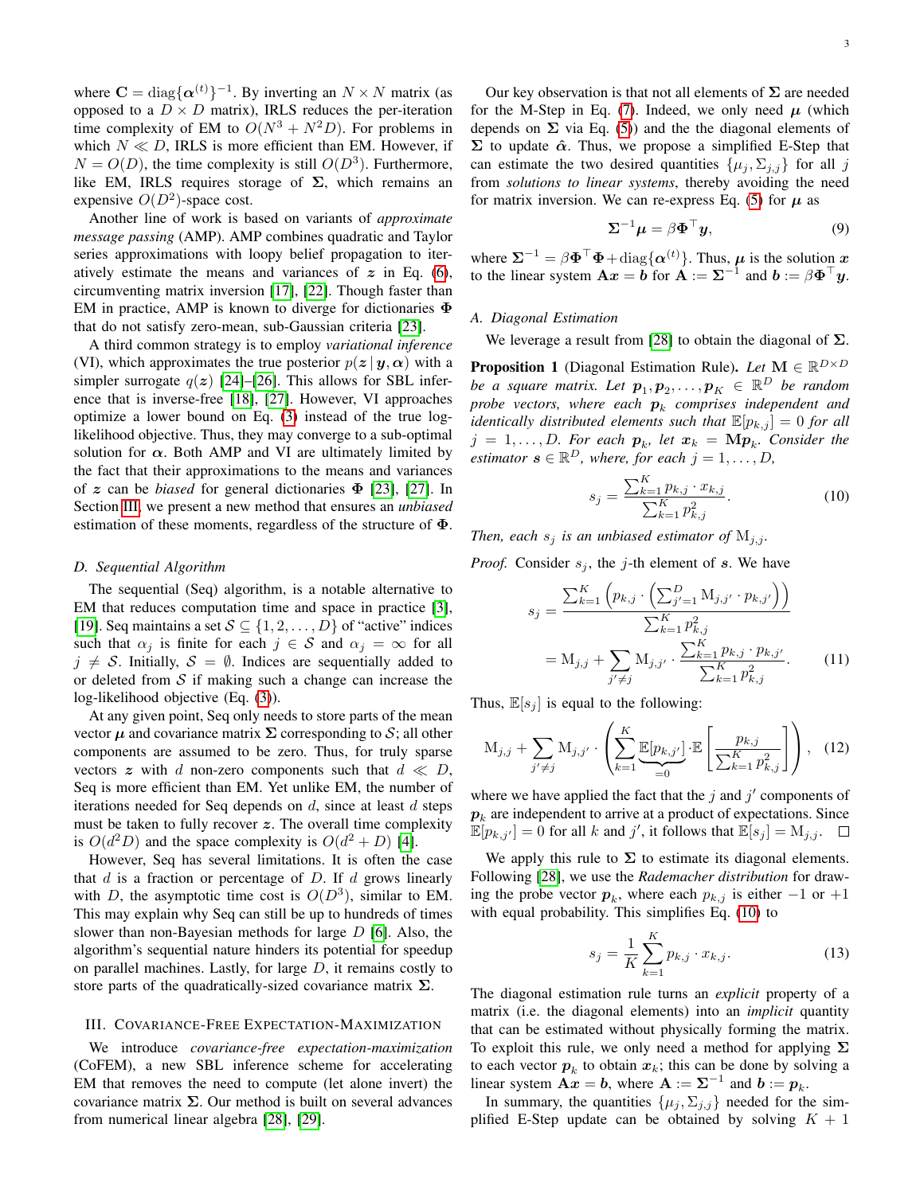where $\mathbf{C} = \text{diag}\{\boldsymbol{\alpha}^{(t)}\}^{-1}$. By inverting an $N \times N$ matrix (as opposed to a $D \times D$ matrix), IRLS reduces the per-iteration time complexity of EM to $O(N^3 + N^2 D)$. For problems in which $N \ll D$, IRLS is more efficient than EM. However, if $N = O(D)$, the time complexity is still $O(D^3)$. Furthermore, like EM, IRLS requires storage of $\boldsymbol{\Sigma}$, which remains an expensive $O(D^2)$-space cost.

Another line of work is based on variants of *approximate message passing* (AMP). AMP combines quadratic and Taylor series approximations with loopy belief propagation to iteratively estimate the means and variances of $\boldsymbol{z}$ in Eq. (6), circumventing matrix inversion [17], [22]. Though faster than EM in practice, AMP is known to diverge for dictionaries $\boldsymbol{\Phi}$ that do not satisfy zero-mean, sub-Gaussian criteria [23].

A third common strategy is to employ *variational inference* (VI), which approximates the true posterior $p(\boldsymbol{z} \,|\, \boldsymbol{y}, \boldsymbol{\alpha})$ with a simpler surrogate $q(\boldsymbol{z})$ [24]–[26]. This allows for SBL inference that is inverse-free [18], [27]. However, VI approaches optimize a lower bound on Eq. (3) instead of the true log-likelihood objective. Thus, they may converge to a sub-optimal solution for $\boldsymbol{\alpha}$. Both AMP and VI are ultimately limited by the fact that their approximations to the means and variances of $\boldsymbol{z}$ can be *biased* for general dictionaries $\boldsymbol{\Phi}$ [23], [27]. In Section III, we present a new method that ensures an *unbiased* estimation of these moments, regardless of the structure of $\boldsymbol{\Phi}$.

### D. Sequential Algorithm

The sequential (Seq) algorithm, is a notable alternative to EM that reduces computation time and space in practice [3], [19]. Seq maintains a set $\mathcal{S} \subseteq \{1, 2, \ldots, D\}$ of "active" indices such that $\alpha_j$ is finite for each $j \in \mathcal{S}$ and $\alpha_j = \infty$ for all $j \neq \mathcal{S}$. Initially, $\mathcal{S} = \emptyset$. Indices are sequentially added to or deleted from $\mathcal{S}$ if making such a change can increase the log-likelihood objective (Eq. (3)).

At any given point, Seq only needs to store parts of the mean vector $\boldsymbol{\mu}$ and covariance matrix $\boldsymbol{\Sigma}$ corresponding to $\mathcal{S}$; all other components are assumed to be zero. Thus, for truly sparse vectors $\boldsymbol{z}$ with $d$ non-zero components such that $d \ll D$, Seq is more efficient than EM. Yet unlike EM, the number of iterations needed for Seq depends on $d$, since at least $d$ steps must be taken to fully recover $\boldsymbol{z}$. The overall time complexity is $O(d^2 D)$ and the space complexity is $O(d^2 + D)$ [4].

However, Seq has several limitations. It is often the case that $d$ is a fraction or percentage of $D$. If $d$ grows linearly with $D$, the asymptotic time cost is $O(D^3)$, similar to EM. This may explain why Seq can still be up to hundreds of times slower than non-Bayesian methods for large $D$ [6]. Also, the algorithm's sequential nature hinders its potential for speedup on parallel machines. Lastly, for large $D$, it remains costly to store parts of the quadratically-sized covariance matrix $\boldsymbol{\Sigma}$.

## III. Covariance-Free Expectation-Maximization

We introduce *covariance-free expectation-maximization* (CoFEM), a new SBL inference scheme for accelerating EM that removes the need to compute (let alone invert) the covariance matrix $\boldsymbol{\Sigma}$. Our method is built on several advances from numerical linear algebra [28], [29].

Our key observation is that not all elements of $\boldsymbol{\Sigma}$ are needed for the M-Step in Eq. (7). Indeed, we only need $\boldsymbol{\mu}$ (which depends on $\boldsymbol{\Sigma}$ via Eq. (5)) and the the diagonal elements of $\boldsymbol{\Sigma}$ to update $\hat{\boldsymbol{\alpha}}$. Thus, we propose a simplified E-Step that can estimate the two desired quantities $\{\mu_j, \Sigma_{j,j}\}$ for all $j$ from *solutions to linear systems*, thereby avoiding the need for matrix inversion. We can re-express Eq. (5) for $\boldsymbol{\mu}$ as

$$\boldsymbol{\Sigma}^{-1}\boldsymbol{\mu} = \beta\boldsymbol{\Phi}^\top\boldsymbol{y}, \tag{9}$$

where $\boldsymbol{\Sigma}^{-1} = \beta\boldsymbol{\Phi}^\top\boldsymbol{\Phi} + \text{diag}\{\boldsymbol{\alpha}^{(t)}\}$. Thus, $\boldsymbol{\mu}$ is the solution $\boldsymbol{x}$ to the linear system $\mathbf{A}\boldsymbol{x} = \boldsymbol{b}$ for $\mathbf{A} := \boldsymbol{\Sigma}^{-1}$ and $\boldsymbol{b} := \beta\boldsymbol{\Phi}^\top\boldsymbol{y}$.

### A. Diagonal Estimation

We leverage a result from [28] to obtain the diagonal of $\boldsymbol{\Sigma}$.

**Proposition 1** (Diagonal Estimation Rule). *Let $\mathbf{M} \in \mathbb{R}^{D \times D}$ be a square matrix. Let $\boldsymbol{p}_1, \boldsymbol{p}_2, \ldots, \boldsymbol{p}_K \in \mathbb{R}^D$ be random probe vectors, where each $\boldsymbol{p}_k$ comprises independent and identically distributed elements such that $\mathbb{E}[p_{k,j}] = 0$ for all $j = 1, \ldots, D$. For each $\boldsymbol{p}_k$, let $\boldsymbol{x}_k = \mathbf{M}\boldsymbol{p}_k$. Consider the estimator $\boldsymbol{s} \in \mathbb{R}^D$, where, for each $j = 1, \ldots, D$,*

$$s_j = \frac{\sum_{k=1}^K p_{k,j} \cdot x_{k,j}}{\sum_{k=1}^K p_{k,j}^2}. \tag{10}$$

*Then, each $s_j$ is an unbiased estimator of $\mathrm{M}_{j,j}$.*

*Proof.* Consider $s_j$, the $j$-th element of $\boldsymbol{s}$. We have

$$\begin{aligned} s_j &= \frac{\sum_{k=1}^K \left( p_{k,j} \cdot \left( \sum_{j'=1}^D \mathrm{M}_{j,j'} \cdot p_{k,j'} \right) \right)}{\sum_{k=1}^K p_{k,j}^2} \\ &= \mathrm{M}_{j,j} + \sum_{j' \neq j} \mathrm{M}_{j,j'} \cdot \frac{\sum_{k=1}^K p_{k,j} \cdot p_{k,j'}}{\sum_{k=1}^K p_{k,j}^2}. \end{aligned} \tag{11}$$

Thus, $\mathbb{E}[s_j]$ is equal to the following:

$$\mathrm{M}_{j,j} + \sum_{j' \neq j} \mathrm{M}_{j,j'} \cdot \left( \sum_{k=1}^K \underbrace{\mathbb{E}[p_{k,j'}]}_{=0} \cdot \mathbb{E}\left[ \frac{p_{k,j}}{\sum_{k=1}^K p_{k,j}^2} \right] \right), \tag{12}$$

where we have applied the fact that the $j$ and $j'$ components of $\boldsymbol{p}_k$ are independent to arrive at a product of expectations. Since $\mathbb{E}[p_{k,j'}] = 0$ for all $k$ and $j'$, it follows that $\mathbb{E}[s_j] = \mathrm{M}_{j,j}$. $\square$

We apply this rule to $\boldsymbol{\Sigma}$ to estimate its diagonal elements. Following [28], we use the *Rademacher distribution* for drawing the probe vector $\boldsymbol{p}_k$, where each $p_{k,j}$ is either $-1$ or $+1$ with equal probability. This simplifies Eq. (10) to

$$s_j = \frac{1}{K}\sum_{k=1}^K p_{k,j} \cdot x_{k,j}. \tag{13}$$

The diagonal estimation rule turns an *explicit* property of a matrix (i.e. the diagonal elements) into an *implicit* quantity that can be estimated without physically forming the matrix. To exploit this rule, we only need a method for applying $\boldsymbol{\Sigma}$ to each vector $\boldsymbol{p}_k$ to obtain $\boldsymbol{x}_k$; this can be done by solving a linear system $\mathbf{A}\boldsymbol{x} = \boldsymbol{b}$, where $\mathbf{A} := \boldsymbol{\Sigma}^{-1}$ and $\boldsymbol{b} := \boldsymbol{p}_k$.

In summary, the quantities $\{\mu_j, \Sigma_{j,j}\}$ needed for the simplified E-Step update can be obtained by solving $K + 1$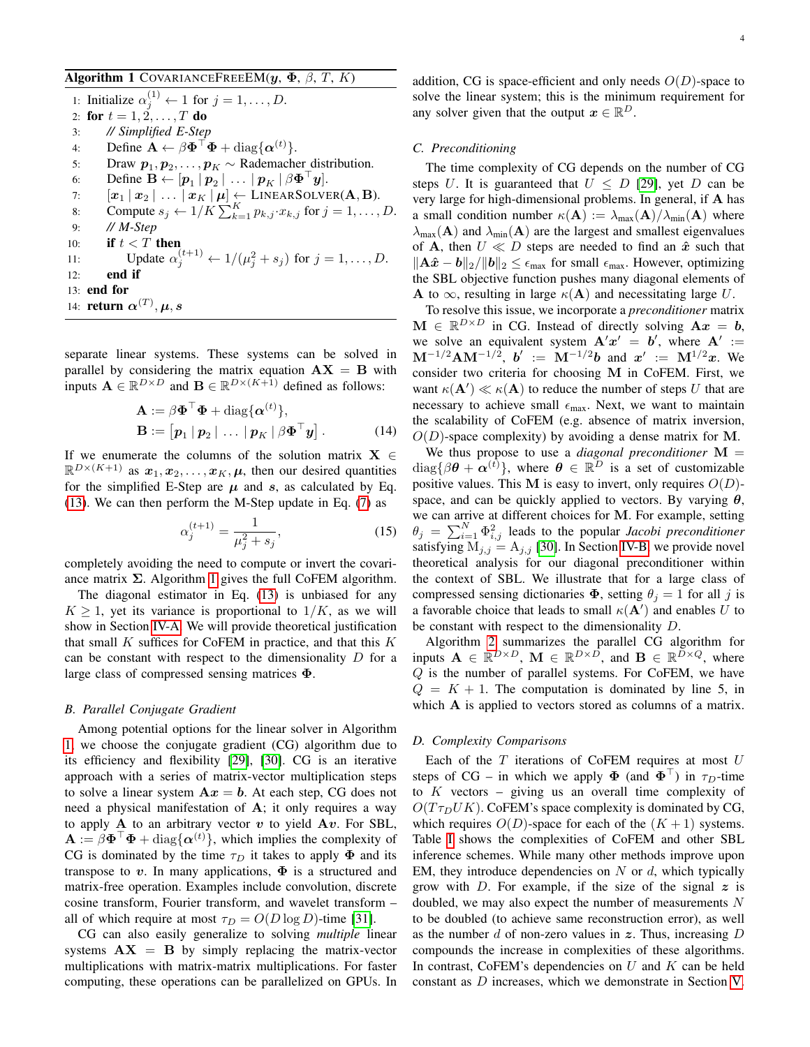**Algorithm 1** COVARIANCEFREEEM($\boldsymbol{y}$, $\boldsymbol{\Phi}$, $\beta$, $T$, $K$)

```
1:  Initialize α_j^(1) ← 1 for j = 1, ..., D.
2:  for t = 1, 2, ..., T do
3:      // Simplified E-Step
4:      Define A ← βΦ^⊤Φ + diag{α^(t)}.
5:      Draw p_1, p_2, ..., p_K ~ Rademacher distribution.
6:      Define B ← [p_1 | p_2 | ... | p_K | βΦ^⊤y].
7:      [x_1 | x_2 | ... | x_K | μ] ← LINEARSOLVER(A, B).
8:      Compute s_j ← 1/K Σ_{k=1}^K p_{k,j}·x_{k,j} for j = 1, ..., D.
9:      // M-Step
10:     if t < T then
11:         Update α_j^(t+1) ← 1/(μ_j^2 + s_j) for j = 1, ..., D.
12:     end if
13: end for
14: return α^(T), μ, s
```

separate linear systems. These systems can be solved in parallel by considering the matrix equation $\mathbf{A}\mathbf{X} = \mathbf{B}$ with inputs $\mathbf{A} \in \mathbb{R}^{D\times D}$ and $\mathbf{B} \in \mathbb{R}^{D\times(K+1)}$ defined as follows:

$$\begin{aligned}\mathbf{A} &:= \beta\boldsymbol{\Phi}^\top\boldsymbol{\Phi} + \mathrm{diag}\{\boldsymbol{\alpha}^{(t)}\}, \\ \mathbf{B} &:= \left[\boldsymbol{p}_1 \,|\, \boldsymbol{p}_2 \,|\, \ldots \,|\, \boldsymbol{p}_K \,|\, \beta\boldsymbol{\Phi}^\top\boldsymbol{y}\right].\end{aligned} \tag{14}$$

If we enumerate the columns of the solution matrix $\mathbf{X} \in \mathbb{R}^{D\times(K+1)}$ as $\boldsymbol{x}_1, \boldsymbol{x}_2, \ldots, \boldsymbol{x}_K, \boldsymbol{\mu}$, then our desired quantities for the simplified E-Step are $\boldsymbol{\mu}$ and $\boldsymbol{s}$, as calculated by Eq. (13). We can then perform the M-Step update in Eq. (7) as

$$\alpha_j^{(t+1)} = \frac{1}{\mu_j^2 + s_j}, \tag{15}$$

completely avoiding the need to compute or invert the covariance matrix $\boldsymbol{\Sigma}$. Algorithm 1 gives the full CoFEM algorithm.

The diagonal estimator in Eq. (13) is unbiased for any $K \geq 1$, yet its variance is proportional to $1/K$, as we will show in Section IV-A. We will provide theoretical justification that small $K$ suffices for CoFEM in practice, and that this $K$ can be constant with respect to the dimensionality $D$ for a large class of compressed sensing matrices $\boldsymbol{\Phi}$.

### B. Parallel Conjugate Gradient

Among potential options for the linear solver in Algorithm 1, we choose the conjugate gradient (CG) algorithm due to its efficiency and flexibility [29], [30]. CG is an iterative approach with a series of matrix-vector multiplication steps to solve a linear system $\mathbf{A}\boldsymbol{x} = \boldsymbol{b}$. At each step, CG does not need a physical manifestation of $\mathbf{A}$; it only requires a way to apply $\mathbf{A}$ to an arbitrary vector $\boldsymbol{v}$ to yield $\mathbf{A}\boldsymbol{v}$. For SBL, $\mathbf{A} := \beta\boldsymbol{\Phi}^\top\boldsymbol{\Phi} + \mathrm{diag}\{\boldsymbol{\alpha}^{(t)}\}$, which implies the complexity of CG is dominated by the time $\tau_D$ it takes to apply $\boldsymbol{\Phi}$ and its transpose to $\boldsymbol{v}$. In many applications, $\boldsymbol{\Phi}$ is a structured and matrix-free operation. Examples include convolution, discrete cosine transform, Fourier transform, and wavelet transform – all of which require at most $\tau_D = O(D \log D)$-time [31].

CG can also easily generalize to solving *multiple* linear systems $\mathbf{A}\mathbf{X} = \mathbf{B}$ by simply replacing the matrix-vector multiplications with matrix-matrix multiplications. For faster computing, these operations can be parallelized on GPUs. In addition, CG is space-efficient and only needs $O(D)$-space to solve the linear system; this is the minimum requirement for any solver given that the output $\boldsymbol{x} \in \mathbb{R}^D$.

### C. Preconditioning

The time complexity of CG depends on the number of CG steps $U$. It is guaranteed that $U \leq D$ [29], yet $D$ can be very large for high-dimensional problems. In general, if $\mathbf{A}$ has a small condition number $\kappa(\mathbf{A}) := \lambda_{\max}(\mathbf{A})/\lambda_{\min}(\mathbf{A})$ where $\lambda_{\max}(\mathbf{A})$ and $\lambda_{\min}(\mathbf{A})$ are the largest and smallest eigenvalues of $\mathbf{A}$, then $U \ll D$ steps are needed to find an $\hat{\boldsymbol{x}}$ such that $\|\mathbf{A}\hat{\boldsymbol{x}} - \boldsymbol{b}\|_2/\|\boldsymbol{b}\|_2 \leq \epsilon_{\max}$ for small $\epsilon_{\max}$. However, optimizing the SBL objective function pushes many diagonal elements of $\mathbf{A}$ to $\infty$, resulting in large $\kappa(\mathbf{A})$ and necessitating large $U$.

To resolve this issue, we incorporate a *preconditioner* matrix $\mathbf{M} \in \mathbb{R}^{D\times D}$ in CG. Instead of directly solving $\mathbf{A}\boldsymbol{x} = \boldsymbol{b}$, we solve an equivalent system $\mathbf{A}'\boldsymbol{x}' = \boldsymbol{b}'$, where $\mathbf{A}' := \mathbf{M}^{-1/2}\mathbf{A}\mathbf{M}^{-1/2}$, $\boldsymbol{b}' := \mathbf{M}^{-1/2}\boldsymbol{b}$ and $\boldsymbol{x}' := \mathbf{M}^{1/2}\boldsymbol{x}$. We consider two criteria for choosing $\mathbf{M}$ in CoFEM. First, we want $\kappa(\mathbf{A}') \ll \kappa(\mathbf{A})$ to reduce the number of steps $U$ that are necessary to achieve small $\epsilon_{\max}$. Next, we want to maintain the scalability of CoFEM (e.g. absence of matrix inversion, $O(D)$-space complexity) by avoiding a dense matrix for $\mathbf{M}$.

We thus propose to use a *diagonal preconditioner* $\mathbf{M} = \mathrm{diag}\{\beta\boldsymbol{\theta} + \boldsymbol{\alpha}^{(t)}\}$, where $\boldsymbol{\theta} \in \mathbb{R}^D$ is a set of customizable positive values. This $\mathbf{M}$ is easy to invert, only requires $O(D)$-space, and can be quickly applied to vectors. By varying $\boldsymbol{\theta}$, we can arrive at different choices for $\mathbf{M}$. For example, setting $\theta_j = \sum_{i=1}^N \Phi_{i,j}^2$ leads to the popular *Jacobi preconditioner* satisfying $\mathrm{M}_{j,j} = \mathrm{A}_{j,j}$ [30]. In Section IV-B, we provide novel theoretical analysis for our diagonal preconditioner within the context of SBL. We illustrate that for a large class of compressed sensing dictionaries $\boldsymbol{\Phi}$, setting $\theta_j = 1$ for all $j$ is a favorable choice that leads to small $\kappa(\mathbf{A}')$ and enables $U$ to be constant with respect to the dimensionality $D$.

Algorithm 2 summarizes the parallel CG algorithm for inputs $\mathbf{A} \in \mathbb{R}^{D\times D}$, $\mathbf{M} \in \mathbb{R}^{D\times D}$, and $\mathbf{B} \in \mathbb{R}^{D\times Q}$, where $Q$ is the number of parallel systems. For CoFEM, we have $Q = K + 1$. The computation is dominated by line 5, in which $\mathbf{A}$ is applied to vectors stored as columns of a matrix.

### D. Complexity Comparisons

Each of the $T$ iterations of CoFEM requires at most $U$ steps of CG – in which we apply $\boldsymbol{\Phi}$ (and $\boldsymbol{\Phi}^\top$) in $\tau_D$-time to $K$ vectors – giving us an overall time complexity of $O(T\tau_D UK)$. CoFEM's space complexity is dominated by CG, which requires $O(D)$-space for each of the $(K+1)$ systems. Table I shows the complexities of CoFEM and other SBL inference schemes. While many other methods improve upon EM, they introduce dependencies on $N$ or $d$, which typically grow with $D$. For example, if the size of the signal $\boldsymbol{z}$ is doubled, we may also expect the number of measurements $N$ to be doubled (to achieve same reconstruction error), as well as the number $d$ of non-zero values in $\boldsymbol{z}$. Thus, increasing $D$ compounds the increase in complexities of these algorithms. In contrast, CoFEM's dependencies on $U$ and $K$ can be held constant as $D$ increases, which we demonstrate in Section V.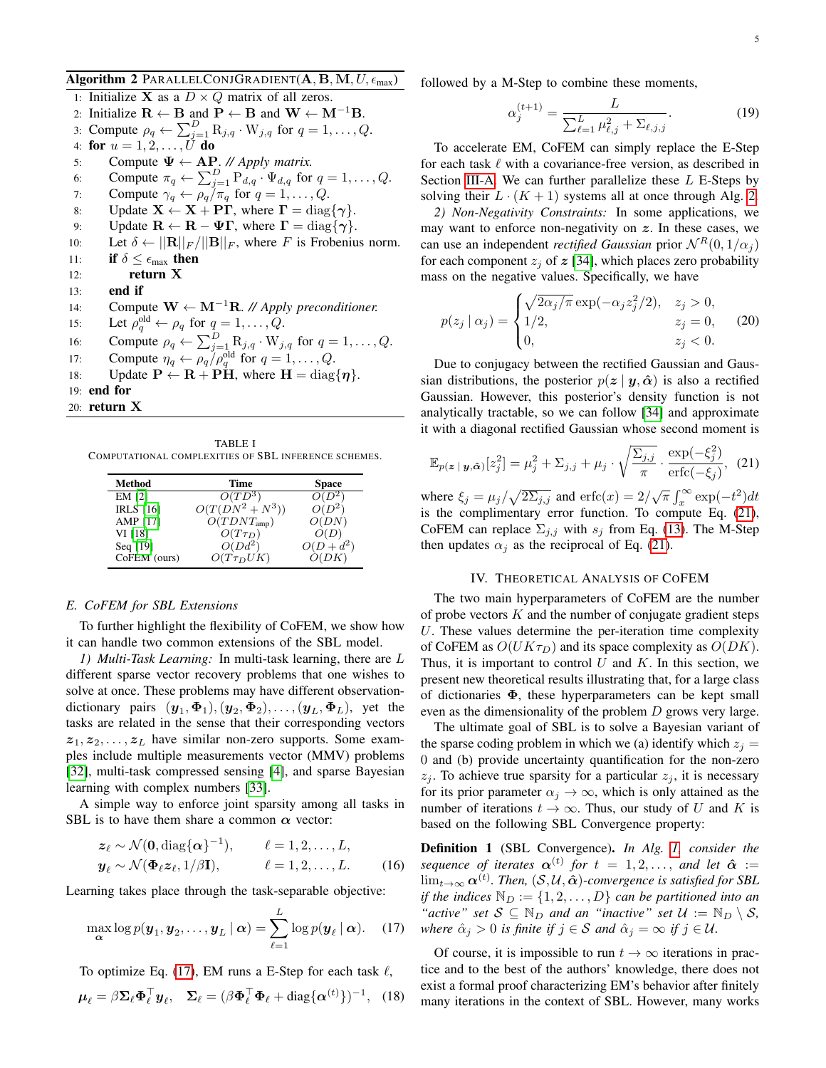**Algorithm 2** PARALLELCONJGRADIENT($\mathbf{A}, \mathbf{B}, \mathbf{M}, U, \epsilon_{\max}$)

```
1:  Initialize X as a D × Q matrix of all zeros.
2:  Initialize R ← B and P ← B and W ← M^{-1}B.
3:  Compute ρ_q ← Σ_{j=1}^{D} R_{j,q} · W_{j,q} for q = 1, ..., Q.
4:  for u = 1, 2, ..., U do
5:      Compute Ψ ← AP. // Apply matrix.
6:      Compute π_q ← Σ_{j=1}^{D} P_{d,q} · Ψ_{d,q} for q = 1, ..., Q.
7:      Compute γ_q ← ρ_q / π_q for q = 1, ..., Q.
8:      Update X ← X + PΓ, where Γ = diag{γ}.
9:      Update R ← R − ΨΓ, where Γ = diag{γ}.
10:     Let δ ← ||R||_F / ||B||_F, where F is Frobenius norm.
11:     if δ ≤ ε_max then
12:         return X
13:     end if
14:     Compute W ← M^{-1}R. // Apply preconditioner.
15:     Let ρ_q^old ← ρ_q for q = 1, ..., Q.
16:     Compute ρ_q ← Σ_{j=1}^{D} R_{j,q} · W_{j,q} for q = 1, ..., Q.
17:     Compute η_q ← ρ_q / ρ_q^old for q = 1, ..., Q.
18:     Update P ← R + PH, where H = diag{η}.
19: end for
20: return X
```

TABLE I
COMPUTATIONAL COMPLEXITIES OF SBL INFERENCE SCHEMES.

| Method | Time | Space |
|---|---|---|
| EM [2] | $O(TD^3)$ | $O(D^2)$ |
| IRLS [16] | $O(T(DN^2+N^3))$ | $O(D^2)$ |
| AMP [17] | $O(TDNT_{\text{amp}})$ | $O(DN)$ |
| VI [18] | $O(T\tau_D)$ | $O(D)$ |
| Seq [19] | $O(Dd^2)$ | $O(D+d^2)$ |
| CoFEM (ours) | $O(T\tau_D UK)$ | $O(DK)$ |

### E. CoFEM for SBL Extensions

To further highlight the flexibility of CoFEM, we show how it can handle two common extensions of the SBL model.

*1) Multi-Task Learning:* In multi-task learning, there are $L$ different sparse vector recovery problems that one wishes to solve at once. These problems may have different observation-dictionary pairs $(\boldsymbol{y}_1, \boldsymbol{\Phi}_1), (\boldsymbol{y}_2, \boldsymbol{\Phi}_2), \ldots, (\boldsymbol{y}_L, \boldsymbol{\Phi}_L)$, yet the tasks are related in the sense that their corresponding vectors $\boldsymbol{z}_1, \boldsymbol{z}_2, \ldots, \boldsymbol{z}_L$ have similar non-zero supports. Some examples include multiple measurements vector (MMV) problems [32], multi-task compressed sensing [4], and sparse Bayesian learning with complex numbers [33].

A simple way to enforce joint sparsity among all tasks in SBL is to have them share a common $\boldsymbol{\alpha}$ vector:

$$\begin{aligned} \boldsymbol{z}_\ell &\sim \mathcal{N}(\mathbf{0}, \operatorname{diag}\{\boldsymbol{\alpha}\}^{-1}), \qquad && \ell = 1, 2, \ldots, L, \\ \boldsymbol{y}_\ell &\sim \mathcal{N}(\boldsymbol{\Phi}_\ell \boldsymbol{z}_\ell, 1/\beta \mathbf{I}), && \ell = 1, 2, \ldots, L. \end{aligned} \tag{16}$$

Learning takes place through the task-separable objective:

$$\max_{\boldsymbol{\alpha}} \log p(\boldsymbol{y}_1, \boldsymbol{y}_2, \ldots, \boldsymbol{y}_L \mid \boldsymbol{\alpha}) = \sum_{\ell=1}^{L} \log p(\boldsymbol{y}_\ell \mid \boldsymbol{\alpha}). \tag{17}$$

To optimize Eq. (17), EM runs a E-Step for each task $\ell$,

$$\boldsymbol{\mu}_\ell = \beta \boldsymbol{\Sigma}_\ell \boldsymbol{\Phi}_\ell^\top \boldsymbol{y}_\ell, \quad \boldsymbol{\Sigma}_\ell = (\beta \boldsymbol{\Phi}_\ell^\top \boldsymbol{\Phi}_\ell + \operatorname{diag}\{\boldsymbol{\alpha}^{(t)}\})^{-1}, \tag{18}$$

followed by a M-Step to combine these moments,

$$\alpha_j^{(t+1)} = \frac{L}{\sum_{\ell=1}^{L} \mu_{\ell,j}^2 + \Sigma_{\ell,j,j}}. \tag{19}$$

To accelerate EM, CoFEM can simply replace the E-Step for each task $\ell$ with a covariance-free version, as described in Section III-A. We can further parallelize these $L$ E-Steps by solving their $L \cdot (K+1)$ systems all at once through Alg. 2.

*2) Non-Negativity Constraints:* In some applications, we may want to enforce non-negativity on $\boldsymbol{z}$. In these cases, we can use an independent *rectified Gaussian* prior $\mathcal{N}^R(0, 1/\alpha_j)$ for each component $z_j$ of $\boldsymbol{z}$ [34], which places zero probability mass on the negative values. Specifically, we have

$$p(z_j \mid \alpha_j) = \begin{cases} \sqrt{2\alpha_j/\pi}\exp(-\alpha_j z_j^2/2), & z_j > 0, \\ 1/2, & z_j = 0, \\ 0, & z_j < 0. \end{cases} \tag{20}$$

Due to conjugacy between the rectified Gaussian and Gaussian distributions, the posterior $p(\boldsymbol{z} \mid \boldsymbol{y}, \hat{\boldsymbol{\alpha}})$ is also a rectified Gaussian. However, this posterior's density function is not analytically tractable, so we can follow [34] and approximate it with a diagonal rectified Gaussian whose second moment is

$$\mathbb{E}_{p(\boldsymbol{z} \mid \boldsymbol{y}, \hat{\boldsymbol{\alpha}})}[z_j^2] = \mu_j^2 + \Sigma_{j,j} + \mu_j \cdot \sqrt{\frac{\Sigma_{j,j}}{\pi}} \cdot \frac{\exp(-\xi_j^2)}{\operatorname{erfc}(-\xi_j)}, \tag{21}$$

where $\xi_j = \mu_j / \sqrt{2\Sigma_{j,j}}$ and $\operatorname{erfc}(x) = 2/\sqrt{\pi}\int_x^\infty \exp(-t^2)dt$ is the complimentary error function. To compute Eq. (21), CoFEM can replace $\Sigma_{j,j}$ with $s_j$ from Eq. (13). The M-Step then updates $\alpha_j$ as the reciprocal of Eq. (21).

## IV. Theoretical Analysis of CoFEM

The two main hyperparameters of CoFEM are the number of probe vectors $K$ and the number of conjugate gradient steps $U$. These values determine the per-iteration time complexity of CoFEM as $O(UK\tau_D)$ and its space complexity as $O(DK)$. Thus, it is important to control $U$ and $K$. In this section, we present new theoretical results illustrating that, for a large class of dictionaries $\boldsymbol{\Phi}$, these hyperparameters can be kept small even as the dimensionality of the problem $D$ grows very large.

The ultimate goal of SBL is to solve a Bayesian variant of the sparse coding problem in which we (a) identify which $z_j = 0$ and (b) provide uncertainty quantification for the non-zero $z_j$. To achieve true sparsity for a particular $z_j$, it is necessary for its prior parameter $\alpha_j \to \infty$, which is only attained as the number of iterations $t \to \infty$. Thus, our study of $U$ and $K$ is based on the following SBL Convergence property:

**Definition 1** (SBL Convergence). *In Alg. 1, consider the sequence of iterates $\boldsymbol{\alpha}^{(t)}$ for $t = 1, 2, \ldots$, and let $\hat{\boldsymbol{\alpha}} := \lim_{t\to\infty} \boldsymbol{\alpha}^{(t)}$. Then, $(\mathcal{S}, \mathcal{U}, \hat{\boldsymbol{\alpha}})$-convergence is satisfied for SBL if the indices $\mathbb{N}_D := \{1, 2, \ldots, D\}$ can be partitioned into an "active" set $\mathcal{S} \subseteq \mathbb{N}_D$ and an "inactive" set $\mathcal{U} := \mathbb{N}_D \setminus \mathcal{S}$, where $\hat{\alpha}_j > 0$ is finite if $j \in \mathcal{S}$ and $\hat{\alpha}_j = \infty$ if $j \in \mathcal{U}$.*

Of course, it is impossible to run $t \to \infty$ iterations in practice and to the best of the authors' knowledge, there does not exist a formal proof characterizing EM's behavior after finitely many iterations in the context of SBL. However, many works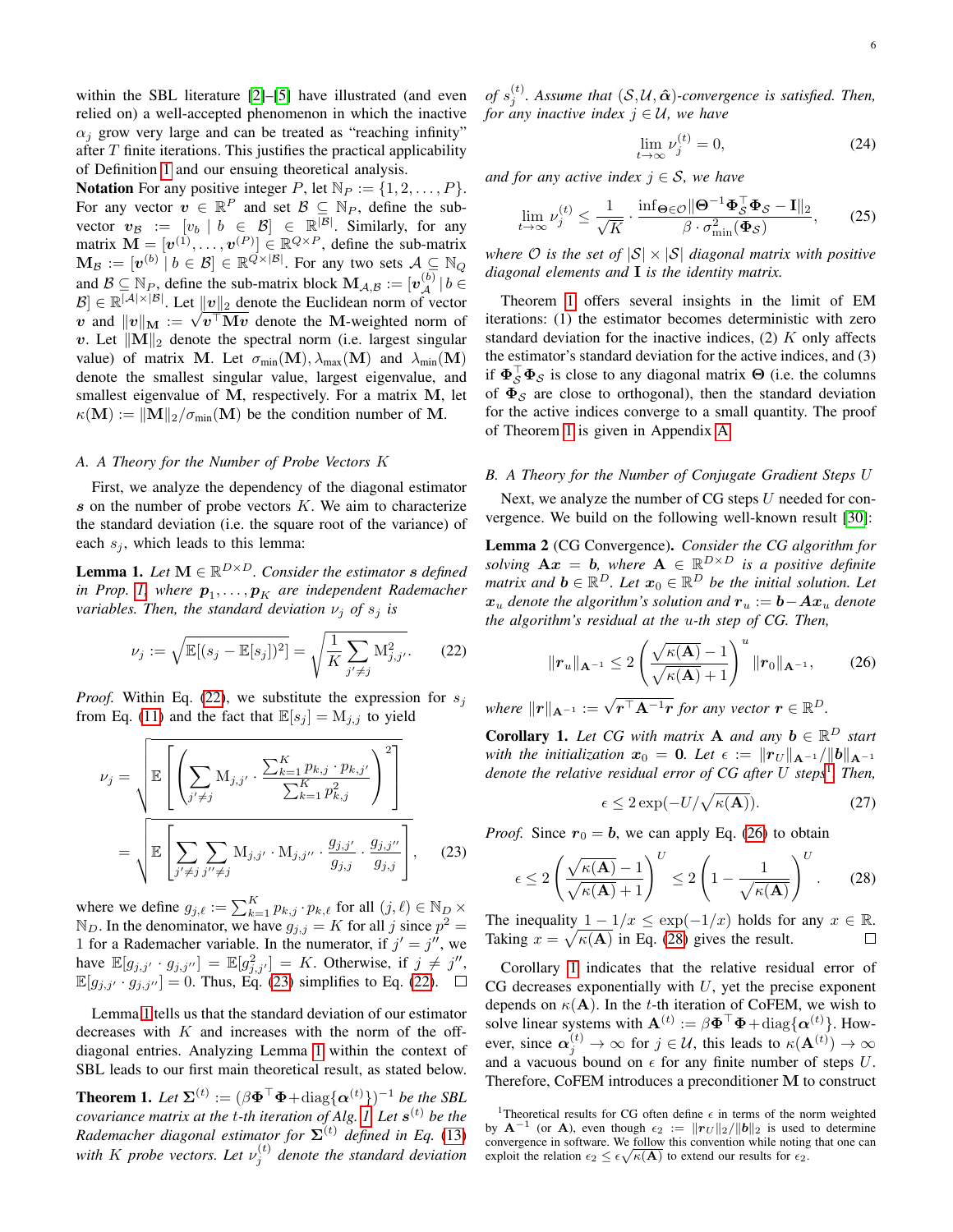within the SBL literature [2]–[5] have illustrated (and even relied on) a well-accepted phenomenon in which the inactive $\alpha_j$ grow very large and can be treated as "reaching infinity" after $T$ finite iterations. This justifies the practical applicability of Definition 1 and our ensuing theoretical analysis.

**Notation** For any positive integer $P$, let $\mathbb{N}_P := \{1, 2, \ldots, P\}$. For any vector $\boldsymbol{v} \in \mathbb{R}^P$ and set $\mathcal{B} \subseteq \mathbb{N}_P$, define the sub-vector $\boldsymbol{v}_{\mathcal{B}} := [v_b \mid b \in \mathcal{B}] \in \mathbb{R}^{|\mathcal{B}|}$. Similarly, for any matrix $\mathbf{M} = [\boldsymbol{v}^{(1)}, \ldots, \boldsymbol{v}^{(P)}] \in \mathbb{R}^{Q\times P}$, define the sub-matrix $\mathbf{M}_{\mathcal{B}} := [\boldsymbol{v}^{(b)} \mid b \in \mathcal{B}] \in \mathbb{R}^{Q\times|\mathcal{B}|}$. For any two sets $\mathcal{A} \subseteq \mathbb{N}_Q$ and $\mathcal{B} \subseteq \mathbb{N}_P$, define the sub-matrix block $\mathbf{M}_{\mathcal{A},\mathcal{B}} := [\boldsymbol{v}^{(b)}_{\mathcal{A}} \mid b \in \mathcal{B}] \in \mathbb{R}^{|\mathcal{A}|\times|\mathcal{B}|}$. Let $\|\boldsymbol{v}\|_2$ denote the Euclidean norm of vector $\boldsymbol{v}$ and $\|\boldsymbol{v}\|_{\mathbf{M}} := \sqrt{\boldsymbol{v}^\top \mathbf{M}\boldsymbol{v}}$ denote the $\mathbf{M}$-weighted norm of $\boldsymbol{v}$. Let $\|\mathbf{M}\|_2$ denote the spectral norm (i.e. largest singular value) of matrix $\mathbf{M}$. Let $\sigma_{\min}(\mathbf{M}), \lambda_{\max}(\mathbf{M})$ and $\lambda_{\min}(\mathbf{M})$ denote the smallest singular value, largest eigenvalue, and smallest eigenvalue of $\mathbf{M}$, respectively. For a matrix $\mathbf{M}$, let $\kappa(\mathbf{M}) := \|\mathbf{M}\|_2/\sigma_{\min}(\mathbf{M})$ be the condition number of $\mathbf{M}$.

### A. A Theory for the Number of Probe Vectors $K$

First, we analyze the dependency of the diagonal estimator $\boldsymbol{s}$ on the number of probe vectors $K$. We aim to characterize the standard deviation (i.e. the square root of the variance) of each $s_j$, which leads to this lemma:

**Lemma 1.** *Let $\mathrm{M} \in \mathbb{R}^{D\times D}$. Consider the estimator $\boldsymbol{s}$ defined in Prop. 1, where $\boldsymbol{p}_1, \ldots, \boldsymbol{p}_K$ are independent Rademacher variables. Then, the standard deviation $\nu_j$ of $s_j$ is*

$$\nu_j := \sqrt{\mathbb{E}[(s_j - \mathbb{E}[s_j])^2]} = \sqrt{\frac{1}{K}\sum_{j'\neq j} \mathrm{M}^2_{j,j'}}. \tag{22}$$

*Proof.* Within Eq. (22), we substitute the expression for $s_j$ from Eq. (11) and the fact that $\mathbb{E}[s_j] = \mathrm{M}_{j,j}$ to yield

$$\begin{aligned}\nu_j &= \sqrt{\mathbb{E}\left[\left(\sum_{j'\neq j} \mathrm{M}_{j,j'} \cdot \frac{\sum_{k=1}^K p_{k,j}\cdot p_{k,j'}}{\sum_{k=1}^K p^2_{k,j}}\right)^2\right]} \\ &= \sqrt{\mathbb{E}\left[\sum_{j'\neq j}\sum_{j''\neq j} \mathrm{M}_{j,j'}\cdot \mathrm{M}_{j,j''} \cdot \frac{g_{j,j'}}{g_{j,j}} \cdot \frac{g_{j,j''}}{g_{j,j}}\right]},\end{aligned} \tag{23}$$

where we define $g_{j,\ell} := \sum_{k=1}^K p_{k,j}\cdot p_{k,\ell}$ for all $(j,\ell) \in \mathbb{N}_D \times \mathbb{N}_D$. In the denominator, we have $g_{j,j} = K$ for all $j$ since $p^2 = 1$ for a Rademacher variable. In the numerator, if $j' = j''$, we have $\mathbb{E}[g_{j,j'}\cdot g_{j,j''}] = \mathbb{E}[g^2_{j,j'}] = K$. Otherwise, if $j \neq j''$, $\mathbb{E}[g_{j,j'}\cdot g_{j,j''}] = 0$. Thus, Eq. (23) simplifies to Eq. (22). ☐

Lemma 1 tells us that the standard deviation of our estimator decreases with $K$ and increases with the norm of the off-diagonal entries. Analyzing Lemma 1 within the context of SBL leads to our first main theoretical result, as stated below.

**Theorem 1.** *Let $\boldsymbol{\Sigma}^{(t)} := (\beta\boldsymbol{\Phi}^\top\boldsymbol{\Phi} + \mathrm{diag}\{\boldsymbol{\alpha}^{(t)}\})^{-1}$ be the SBL covariance matrix at the $t$-th iteration of Alg. 1. Let $\boldsymbol{s}^{(t)}$ be the Rademacher diagonal estimator for $\boldsymbol{\Sigma}^{(t)}$ defined in Eq. (13) with $K$ probe vectors. Let $\nu^{(t)}_j$ denote the standard deviation of $s^{(t)}_j$. Assume that $(\mathcal{S}, \mathcal{U}, \hat{\boldsymbol{\alpha}})$-convergence is satisfied. Then, for any inactive index $j \in \mathcal{U}$, we have*

$$\lim_{t\to\infty} \nu^{(t)}_j = 0, \tag{24}$$

*and for any active index $j \in \mathcal{S}$, we have*

$$\lim_{t\to\infty} \nu^{(t)}_j \leq \frac{1}{\sqrt{K}} \cdot \frac{\inf_{\boldsymbol{\Theta}\in\mathcal{O}} \|\boldsymbol{\Theta}^{-1}\boldsymbol{\Phi}^\top_{\mathcal{S}}\boldsymbol{\Phi}_{\mathcal{S}} - \mathbf{I}\|_2}{\beta\cdot\sigma^2_{\min}(\boldsymbol{\Phi}_{\mathcal{S}})}, \tag{25}$$

*where $\mathcal{O}$ is the set of $|\mathcal{S}|\times|\mathcal{S}|$ diagonal matrix with positive diagonal elements and $\mathbf{I}$ is the identity matrix.*

Theorem 1 offers several insights in the limit of EM iterations: (1) the estimator becomes deterministic with zero standard deviation for the inactive indices, (2) $K$ only affects the estimator's standard deviation for the active indices, and (3) if $\boldsymbol{\Phi}^\top_{\mathcal{S}}\boldsymbol{\Phi}_{\mathcal{S}}$ is close to any diagonal matrix $\boldsymbol{\Theta}$ (i.e. the columns of $\boldsymbol{\Phi}_{\mathcal{S}}$ are close to orthogonal), then the standard deviation for the active indices converge to a small quantity. The proof of Theorem 1 is given in Appendix A.

### B. A Theory for the Number of Conjugate Gradient Steps $U$

Next, we analyze the number of CG steps $U$ needed for convergence. We build on the following well-known result [30]:

**Lemma 2** (CG Convergence)**.** *Consider the CG algorithm for solving $\mathbf{A}\boldsymbol{x} = \boldsymbol{b}$, where $\mathbf{A} \in \mathbb{R}^{D\times D}$ is a positive definite matrix and $\boldsymbol{b} \in \mathbb{R}^D$. Let $\boldsymbol{x}_0 \in \mathbb{R}^D$ be the initial solution. Let $\boldsymbol{x}_u$ denote the algorithm's solution and $\boldsymbol{r}_u := \boldsymbol{b} - \boldsymbol{A}\boldsymbol{x}_u$ denote the algorithm's residual at the $u$-th step of CG. Then,*

$$\|\boldsymbol{r}_u\|_{\mathbf{A}^{-1}} \leq 2\left(\frac{\sqrt{\kappa(\mathbf{A})}-1}{\sqrt{\kappa(\mathbf{A})}+1}\right)^u \|\boldsymbol{r}_0\|_{\mathbf{A}^{-1}}, \tag{26}$$

*where $\|\boldsymbol{r}\|_{\mathbf{A}^{-1}} := \sqrt{\boldsymbol{r}^\top\mathbf{A}^{-1}\boldsymbol{r}}$ for any vector $\boldsymbol{r} \in \mathbb{R}^D$.*

**Corollary 1.** *Let CG with matrix $\mathbf{A}$ and any $\boldsymbol{b} \in \mathbb{R}^D$ start with the initialization $\boldsymbol{x}_0 = \mathbf{0}$. Let $\epsilon := \|\boldsymbol{r}_U\|_{\mathbf{A}^{-1}}/\|\boldsymbol{b}\|_{\mathbf{A}^{-1}}$ denote the relative residual error of CG after $U$ steps*[1]*. Then,*

$$\epsilon \leq 2\exp(-U/\sqrt{\kappa(\mathbf{A})}). \tag{27}$$

*Proof.* Since $\boldsymbol{r}_0 = \boldsymbol{b}$, we can apply Eq. (26) to obtain

$$\epsilon \leq 2\left(\frac{\sqrt{\kappa(\mathbf{A})}-1}{\sqrt{\kappa(\mathbf{A})}+1}\right)^U \leq 2\left(1 - \frac{1}{\sqrt{\kappa(\mathbf{A})}}\right)^U. \tag{28}$$

The inequality $1 - 1/x \leq \exp(-1/x)$ holds for any $x \in \mathbb{R}$. Taking $x = \sqrt{\kappa(\mathbf{A})}$ in Eq. (28) gives the result. ☐

Corollary 1 indicates that the relative residual error of CG decreases exponentially with $U$, yet the precise exponent depends on $\kappa(\mathbf{A})$. In the $t$-th iteration of CoFEM, we wish to solve linear systems with $\mathbf{A}^{(t)} := \beta\boldsymbol{\Phi}^\top\boldsymbol{\Phi} + \mathrm{diag}\{\boldsymbol{\alpha}^{(t)}\}$. However, since $\boldsymbol{\alpha}^{(t)}_j \to \infty$ for $j \in \mathcal{U}$, this leads to $\kappa(\mathbf{A}^{(t)}) \to \infty$ and a vacuous bound on $\epsilon$ for any finite number of steps $U$. Therefore, CoFEM introduces a preconditioner $\mathbf{M}$ to construct

[1] Theoretical results for CG often define $\epsilon$ in terms of the norm weighted by $\mathbf{A}^{-1}$ (or $\mathbf{A}$), even though $\epsilon_2 := \|\boldsymbol{r}_U\|_2/\|\boldsymbol{b}\|_2$ is used to determine convergence in software. We follow this convention while noting that one can exploit the relation $\epsilon_2 \leq \epsilon\sqrt{\kappa(\mathbf{A})}$ to extend our results for $\epsilon_2$.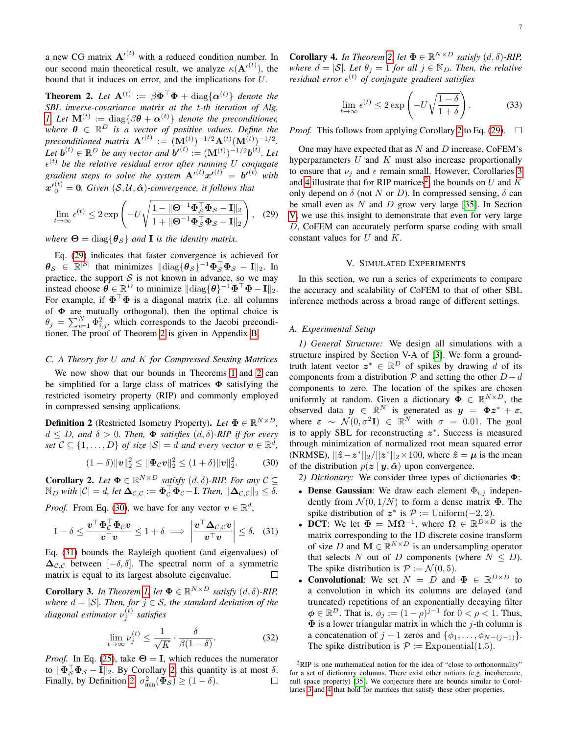a new CG matrix $\mathbf{A}'^{(t)}$ with a reduced condition number. In our second main theoretical result, we analyze $\kappa(\mathbf{A}'^{(t)})$, the bound that it induces on error, and the implications for $U$.

**Theorem 2.** *Let $\mathbf{A}^{(t)} := \beta\mathbf{\Phi}^\top\mathbf{\Phi} + \text{diag}\{\boldsymbol{\alpha}^{(t)}\}$ denote the SBL inverse-covariance matrix at the $t$-th iteration of Alg. 1. Let $\mathbf{M}^{(t)} := \text{diag}\{\beta\boldsymbol{\theta} + \boldsymbol{\alpha}^{(t)}\}$ denote the preconditioner, where $\boldsymbol{\theta} \in \mathbb{R}^D$ is a vector of positive values. Define the preconditioned matrix $\mathbf{A}'^{(t)} := (\mathbf{M}^{(t)})^{-1/2}\mathbf{A}^{(t)}(\mathbf{M}^{(t)})^{-1/2}$. Let $\boldsymbol{b}^{(t)} \in \mathbb{R}^D$ be any vector and $\boldsymbol{b}'^{(t)} := (\mathbf{M}^{(t)})^{-1/2}\boldsymbol{b}^{(t)}$. Let $\epsilon^{(t)}$ be the relative residual error after running $U$ conjugate gradient steps to solve the system $\mathbf{A}'^{(t)}\boldsymbol{x}'^{(t)} = \boldsymbol{b}'^{(t)}$ with $\boldsymbol{x}'^{(t)}_0 = \mathbf{0}$. Given $(\mathcal{S}, \mathcal{U}, \hat{\boldsymbol{\alpha}})$-convergence, it follows that*

$$\lim_{t\to\infty} \epsilon^{(t)} \leq 2\exp\left(-U\sqrt{\frac{1 - \|\mathbf{\Theta}^{-1}\mathbf{\Phi}_\mathcal{S}^\top\mathbf{\Phi}_\mathcal{S} - \mathbf{I}\|_2}{1 + \|\mathbf{\Theta}^{-1}\mathbf{\Phi}_\mathcal{S}^\top\mathbf{\Phi}_\mathcal{S} - \mathbf{I}\|_2}}\right), \quad (29)$$

*where $\mathbf{\Theta} = \text{diag}\{\boldsymbol{\theta}_\mathcal{S}\}$ and $\mathbf{I}$ is the identity matrix.*

Eq. (29) indicates that faster convergence is achieved for $\boldsymbol{\theta}_\mathcal{S} \in \mathbb{R}^{|\mathcal{S}|}$ that minimizes $\|\text{diag}\{\boldsymbol{\theta}_\mathcal{S}\}^{-1}\mathbf{\Phi}_\mathcal{S}^\top\mathbf{\Phi}_\mathcal{S} - \mathbf{I}\|_2$. In practice, the support $\mathcal{S}$ is not known in advance, so we may instead choose $\boldsymbol{\theta} \in \mathbb{R}^D$ to minimize $\|\text{diag}\{\boldsymbol{\theta}\}^{-1}\mathbf{\Phi}^\top\mathbf{\Phi} - \mathbf{I}\|_2$. For example, if $\mathbf{\Phi}^\top\mathbf{\Phi}$ is a diagonal matrix (i.e. all columns of $\mathbf{\Phi}$ are mutually orthogonal), then the optimal choice is $\theta_j = \sum_{i=1}^N \Phi_{i,j}^2$, which corresponds to the Jacobi preconditioner. The proof of Theorem 2 is given in Appendix B.

### C. A Theory for U and K for Compressed Sensing Matrices

We now show that our bounds in Theorems 1 and 2 can be simplified for a large class of matrices $\mathbf{\Phi}$ satisfying the restricted isometry property (RIP) and commonly employed in compressed sensing applications.

**Definition 2** (Restricted Isometry Property). *Let $\mathbf{\Phi} \in \mathbb{R}^{N\times D}$, $d \leq D$, and $\delta > 0$. Then, $\mathbf{\Phi}$ satisfies $(d, \delta)$-RIP if for every set $\mathcal{C} \subseteq \{1, \ldots, D\}$ of size $|\mathcal{S}| = d$ and every vector $\boldsymbol{v} \in \mathbb{R}^d$,*

$$(1 - \delta)\|\boldsymbol{v}\|_2^2 \leq \|\mathbf{\Phi}_\mathcal{C}\boldsymbol{v}\|_2^2 \leq (1 + \delta)\|\boldsymbol{v}\|_2^2. \quad (30)$$

**Corollary 2.** *Let $\mathbf{\Phi} \in \mathbb{R}^{N\times D}$ satisfy $(d, \delta)$-RIP. For any $\mathcal{C} \subseteq \mathbb{N}_D$ with $|\mathcal{C}| = d$, let $\mathbf{\Delta}_{\mathcal{C},\mathcal{C}} := \mathbf{\Phi}_\mathcal{C}^\top\mathbf{\Phi}_\mathcal{C} - \mathbf{I}$. Then, $\|\mathbf{\Delta}_{\mathcal{C},\mathcal{C}}\|_2 \leq \delta$.*

*Proof.* From Eq. (30), we have for any vector $\boldsymbol{v} \in \mathbb{R}^d$,

$$1 - \delta \leq \frac{\boldsymbol{v}^\top\mathbf{\Phi}_\mathcal{C}^\top\mathbf{\Phi}_\mathcal{C}\boldsymbol{v}}{\boldsymbol{v}^\top\boldsymbol{v}} \leq 1 + \delta \implies \left|\frac{\boldsymbol{v}^\top\mathbf{\Delta}_{\mathcal{C},\mathcal{C}}\boldsymbol{v}}{\boldsymbol{v}^\top\boldsymbol{v}}\right| \leq \delta. \quad (31)$$

Eq. (31) bounds the Rayleigh quotient (and eigenvalues) of $\mathbf{\Delta}_{\mathcal{C},\mathcal{C}}$ between $[-\delta, \delta]$. The spectral norm of a symmetric matrix is equal to its largest absolute eigenvalue. $\square$

**Corollary 3.** *In Theorem 1, let $\mathbf{\Phi} \in \mathbb{R}^{N\times D}$ satisfy $(d, \delta)$-RIP, where $d = |\mathcal{S}|$. Then, for $j \in \mathcal{S}$, the standard deviation of the diagonal estimator $\nu_j^{(t)}$ satisfies*

$$\lim_{t\to\infty} \nu_j^{(t)} \leq \frac{1}{\sqrt{K}} \cdot \frac{\delta}{\beta(1 - \delta)}. \quad (32)$$

*Proof.* In Eq. (25), take $\mathbf{\Theta} = \mathbf{I}$, which reduces the numerator to $\|\mathbf{\Phi}_\mathcal{S}^\top\mathbf{\Phi}_\mathcal{S} - \mathbf{I}\|_2$. By Corollary 2, this quantity is at most $\delta$. Finally, by Definition 2, $\sigma^2_{\min}(\mathbf{\Phi}_\mathcal{S}) \geq (1 - \delta)$. $\square$

**Corollary 4.** *In Theorem 2, let $\mathbf{\Phi} \in \mathbb{R}^{N\times D}$ satisfy $(d, \delta)$-RIP, where $d = |\mathcal{S}|$. Let $\theta_j = 1$ for all $j \in \mathbb{N}_D$. Then, the relative residual error $\epsilon^{(t)}$ of conjugate gradient satisfies*

$$\lim_{t\to\infty} \epsilon^{(t)} \leq 2\exp\left(-U\sqrt{\frac{1 - \delta}{1 + \delta}}\right). \quad (33)$$

*Proof.* This follows from applying Corollary 2 to Eq. (29). $\square$

One may have expected that as $N$ and $D$ increase, CoFEM's hyperparameters $U$ and $K$ must also increase proportionally to ensure that $\nu_j$ and $\epsilon$ remain small. However, Corollaries 3 and 4 illustrate that for RIP matrices[2], the bounds on $U$ and $K$ only depend on $\delta$ (not $N$ or $D$). In compressed sensing, $\delta$ can be small even as $N$ and $D$ grow very large [35]. In Section V, we use this insight to demonstrate that even for very large $D$, CoFEM can accurately perform sparse coding with small constant values for $U$ and $K$.

## V. Simulated Experiments

In this section, we run a series of experiments to compare the accuracy and scalability of CoFEM to that of other SBL inference methods across a broad range of different settings.

### A. Experimental Setup

*1) General Structure:* We design all simulations with a structure inspired by Section V-A of [3]. We form a ground-truth latent vector $\boldsymbol{z}^* \in \mathbb{R}^D$ of spikes by drawing $d$ of its components from a distribution $\mathcal{P}$ and setting the other $D - d$ components to zero. The location of the spikes are chosen uniformly at random. Given a dictionary $\mathbf{\Phi} \in \mathbb{R}^{N\times D}$, the observed data $\boldsymbol{y} \in \mathbb{R}^N$ is generated as $\boldsymbol{y} = \mathbf{\Phi}\boldsymbol{z}^* + \boldsymbol{\varepsilon}$, where $\boldsymbol{\varepsilon} \sim \mathcal{N}(0, \sigma^2\mathbf{I}) \in \mathbb{R}^N$ with $\sigma = 0.01$. The goal is to apply SBL for reconstructing $\boldsymbol{z}^*$. Success is measured through minimization of normalized root mean squared error (NRMSE), $||\hat{\boldsymbol{z}} - \boldsymbol{z}^*||_2/||\boldsymbol{z}^*||_2 \times 100$, where $\hat{\boldsymbol{z}} = \boldsymbol{\mu}$ is the mean of the distribution $p(\boldsymbol{z} \mid \boldsymbol{y}, \hat{\boldsymbol{\alpha}})$ upon convergence.

*2) Dictionary:* We consider three types of dictionaries $\mathbf{\Phi}$:

- **Dense Gaussian**: We draw each element $\Phi_{i,j}$ independently from $\mathcal{N}(0, 1/N)$ to form a dense matrix $\mathbf{\Phi}$. The spike distribution of $\boldsymbol{z}^*$ is $\mathcal{P} := \text{Uniform}(-2, 2)$.
- **DCT**: We let $\mathbf{\Phi} = \mathbf{M}\mathbf{\Omega}^{-1}$, where $\mathbf{\Omega} \in \mathbb{R}^{D\times D}$ is the matrix corresponding to the 1D discrete cosine transform of size $D$ and $\mathbf{M} \in \mathbb{R}^{N\times D}$ is an undersampling operator that selects $N$ out of $D$ components (where $N \leq D$). The spike distribution is $\mathcal{P} := \mathcal{N}(0, 5)$.
- **Convolutional**: We set $N = D$ and $\mathbf{\Phi} \in \mathbb{R}^{D\times D}$ to a convolution in which its columns are delayed (and truncated) repetitions of an exponentially decaying filter $\boldsymbol{\phi} \in \mathbb{R}^D$. That is, $\phi_j := (1 - \rho)^{j-1}$ for $0 < \rho < 1$. Thus, $\mathbf{\Phi}$ is a lower triangular matrix in which the $j$-th column is a concatenation of $j - 1$ zeros and $\{\phi_1, \ldots, \phi_{N-(j-1)}\}$. The spike distribution is $\mathcal{P} := \text{Exponential}(1.5)$.

[2] RIP is one mathematical notion for the idea of "close to orthonormality" for a set of dictionary columns. There exist other notions (e.g. incoherence, null space property) [35]. We conjecture there are bounds similar to Corollaries 3 and 4 that hold for matrices that satisfy these other properties.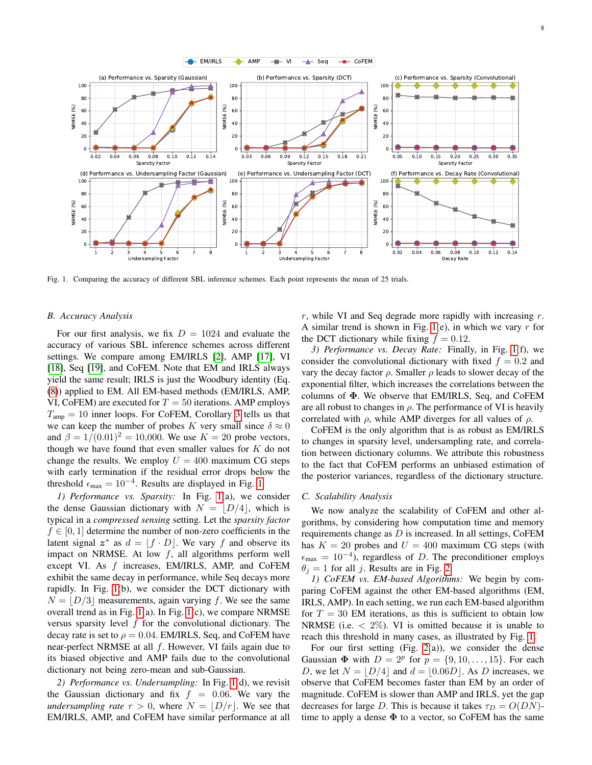Fig. 1. Comparing the accuracy of different SBL inference schemes. Each point represents the mean of 25 trials.

### B. Accuracy Analysis

For our first analysis, we fix $D = 1024$ and evaluate the accuracy of various SBL inference schemes across different settings. We compare among EM/IRLS [2], AMP [17], VI [18], Seq [19], and CoFEM. Note that EM and IRLS always yield the same result; IRLS is just the Woodbury identity (Eq. (8)) applied to EM. All EM-based methods (EM/IRLS, AMP, VI, CoFEM) are executed for $T = 50$ iterations. AMP employs $T_{\text{amp}} = 10$ inner loops. For CoFEM, Corollary 3 tells us that we can keep the number of probes $K$ very small since $\delta \approx 0$ and $\beta = 1/(0.01)^2 = 10{,}000$. We use $K = 20$ probe vectors, though we have found that even smaller values for $K$ do not change the results. We employ $U = 400$ maximum CG steps with early termination if the residual error drops below the threshold $\epsilon_{\max} = 10^{-4}$. Results are displayed in Fig. 1.

*1) Performance vs. Sparsity:* In Fig. 1(a), we consider the dense Gaussian dictionary with $N = \lfloor D/4 \rfloor$, which is typical in a *compressed sensing* setting. Let the *sparsity factor* $f \in [0, 1]$ determine the number of non-zero coefficients in the latent signal $\boldsymbol{z}^*$ as $d = \lfloor f \cdot D \rfloor$. We vary $f$ and observe its impact on NRMSE. At low $f$, all algorithms perform well except VI. As $f$ increases, EM/IRLS, AMP, and CoFEM exhibit the same decay in performance, while Seq decays more rapidly. In Fig. 1(b), we consider the DCT dictionary with $N = \lfloor D/3 \rfloor$ measurements, again varying $f$. We see the same overall trend as in Fig. 1(a). In Fig. 1(c), we compare NRMSE versus sparsity level $f$ for the convolutional dictionary. The decay rate is set to $\rho = 0.04$. EM/IRLS, Seq, and CoFEM have near-perfect NRMSE at all $f$. However, VI fails again due to its biased objective and AMP fails due to the convolutional dictionary not being zero-mean and sub-Gaussian.

*2) Performance vs. Undersampling:* In Fig. 1(d), we revisit the Gaussian dictionary and fix $f = 0.06$. We vary the *undersampling rate* $r > 0$, where $N = \lfloor D/r \rfloor$. We see that EM/IRLS, AMP, and CoFEM have similar performance at all $r$, while VI and Seq degrade more rapidly with increasing $r$. A similar trend is shown in Fig. 1(e), in which we vary $r$ for the DCT dictionary while fixing $f = 0.12$.

*3) Performance vs. Decay Rate:* Finally, in Fig. 1(f), we consider the convolutional dictionary with fixed $f = 0.2$ and vary the decay factor $\rho$. Smaller $\rho$ leads to slower decay of the exponential filter, which increases the correlations between the columns of $\boldsymbol{\Phi}$. We observe that EM/IRLS, Seq, and CoFEM are all robust to changes in $\rho$. The performance of VI is heavily correlated with $\rho$, while AMP diverges for all values of $\rho$.

CoFEM is the only algorithm that is as robust as EM/IRLS to changes in sparsity level, undersampling rate, and correlation between dictionary columns. We attribute this robustness to the fact that CoFEM performs an unbiased estimation of the posterior variances, regardless of the dictionary structure.

### C. Scalability Analysis

We now analyze the scalability of CoFEM and other algorithms, by considering how computation time and memory requirements change as $D$ is increased. In all settings, CoFEM has $K = 20$ probes and $U = 400$ maximum CG steps (with $\epsilon_{\max} = 10^{-4}$), regardless of $D$. The preconditioner employs $\theta_j = 1$ for all $j$. Results are in Fig. 2.

*1) CoFEM vs. EM-based Algorithms:* We begin by comparing CoFEM against the other EM-based algorithms (EM, IRLS, AMP). In each setting, we run each EM-based algorithm for $T = 30$ EM iterations, as this is sufficient to obtain low NRMSE (i.e. $< 2\%$). VI is omitted because it is unable to reach this threshold in many cases, as illustrated by Fig. 1.

For our first setting (Fig. 2(a)), we consider the dense Gaussian $\boldsymbol{\Phi}$ with $D = 2^p$ for $p = \{9, 10, \ldots, 15\}$. For each $D$, we let $N = \lfloor D/4 \rfloor$ and $d = \lfloor 0.06 D \rfloor$. As $D$ increases, we observe that CoFEM becomes faster than EM by an order of magnitude. CoFEM is slower than AMP and IRLS, yet the gap decreases for large $D$. This is because it takes $\tau_D = O(DN)$-time to apply a dense $\boldsymbol{\Phi}$ to a vector, so CoFEM has the same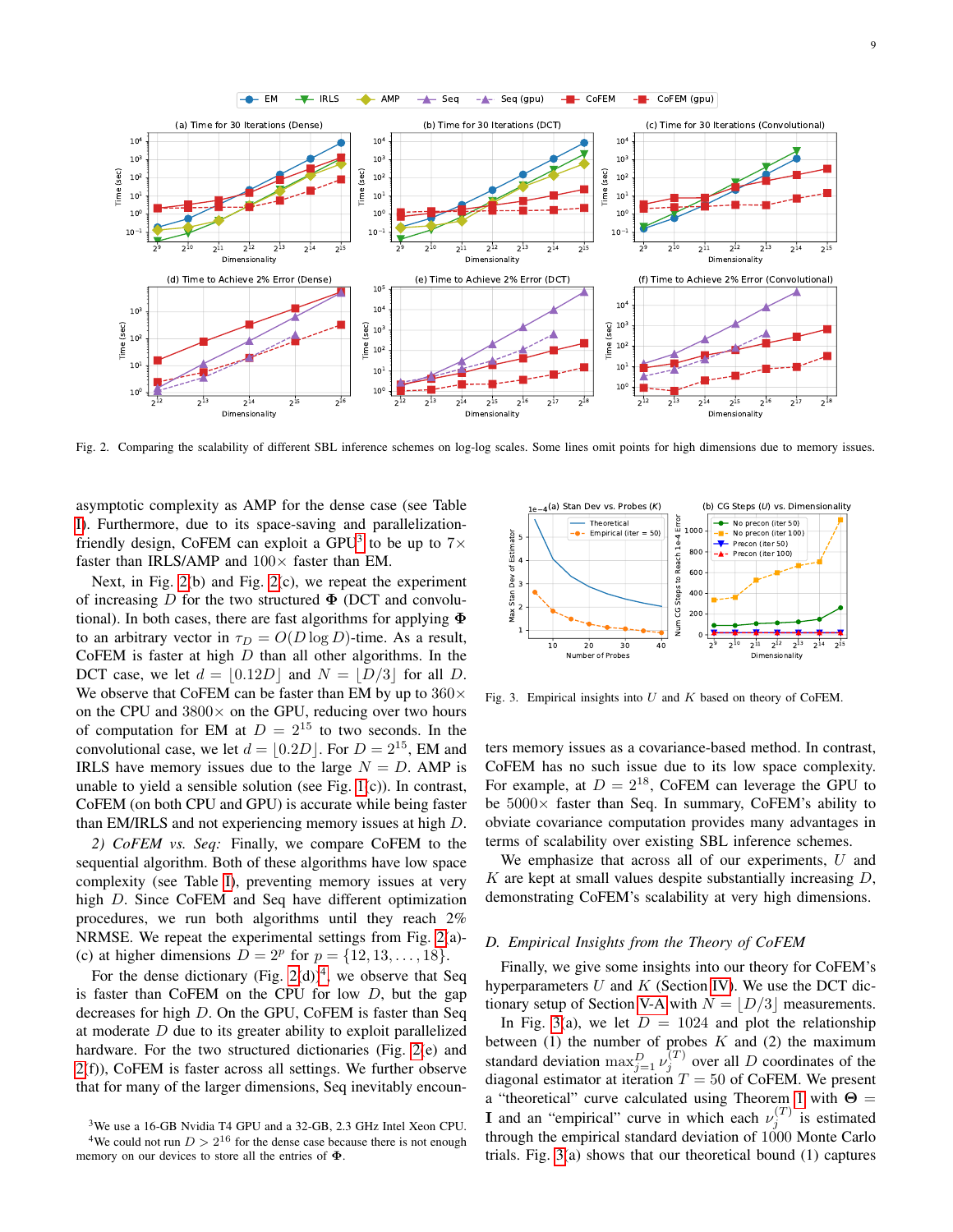Fig. 2. Comparing the scalability of different SBL inference schemes on log-log scales. Some lines omit points for high dimensions due to memory issues.

asymptotic complexity as AMP for the dense case (see Table I). Furthermore, due to its space-saving and parallelization-friendly design, CoFEM can exploit a GPU[3] to be up to $7\times$ faster than IRLS/AMP and $100\times$ faster than EM.

Next, in Fig. 2(b) and Fig. 2(c), we repeat the experiment of increasing $D$ for the two structured $\mathbf{\Phi}$ (DCT and convolutional). In both cases, there are fast algorithms for applying $\mathbf{\Phi}$ to an arbitrary vector in $\tau_D = O(D \log D)$-time. As a result, CoFEM is faster at high $D$ than all other algorithms. In the DCT case, we let $d = \lfloor 0.12D \rfloor$ and $N = \lfloor D/3 \rfloor$ for all $D$. We observe that CoFEM can be faster than EM by up to $360\times$ on the CPU and $3800\times$ on the GPU, reducing over two hours of computation for EM at $D = 2^{15}$ to two seconds. In the convolutional case, we let $d = \lfloor 0.2D \rfloor$. For $D = 2^{15}$, EM and IRLS have memory issues due to the large $N = D$. AMP is unable to yield a sensible solution (see Fig. 1(c)). In contrast, CoFEM (on both CPU and GPU) is accurate while being faster than EM/IRLS and not experiencing memory issues at high $D$.

*2) CoFEM vs. Seq:* Finally, we compare CoFEM to the sequential algorithm. Both of these algorithms have low space complexity (see Table I), preventing memory issues at very high $D$. Since CoFEM and Seq have different optimization procedures, we run both algorithms until they reach 2% NRMSE. We repeat the experimental settings from Fig. 2(a)-(c) at higher dimensions $D = 2^p$ for $p = \{12, 13, \ldots, 18\}$.

For the dense dictionary (Fig. 2(d))[4], we observe that Seq is faster than CoFEM on the CPU for low $D$, but the gap decreases for high $D$. On the GPU, CoFEM is faster than Seq at moderate $D$ due to its greater ability to exploit parallelized hardware. For the two structured dictionaries (Fig. 2(e) and 2(f)), CoFEM is faster across all settings. We further observe that for many of the larger dimensions, Seq inevitably encounters memory issues as a covariance-based method. In contrast, CoFEM has no such issue due to its low space complexity. For example, at $D = 2^{18}$, CoFEM can leverage the GPU to be $5000\times$ faster than Seq. In summary, CoFEM's ability to obviate covariance computation provides many advantages in terms of scalability over existing SBL inference schemes.

We emphasize that across all of our experiments, $U$ and $K$ are kept at small values despite substantially increasing $D$, demonstrating CoFEM's scalability at very high dimensions.

[3] We use a 16-GB Nvidia T4 GPU and a 32-GB, 2.3 GHz Intel Xeon CPU.

[4] We could not run $D > 2^{16}$ for the dense case because there is not enough memory on our devices to store all the entries of $\mathbf{\Phi}$.

Fig. 3. Empirical insights into $U$ and $K$ based on theory of CoFEM.

### *D. Empirical Insights from the Theory of CoFEM*

Finally, we give some insights into our theory for CoFEM's hyperparameters $U$ and $K$ (Section IV). We use the DCT dictionary setup of Section V-A with $N = \lfloor D/3 \rfloor$ measurements.

In Fig. 3(a), we let $D = 1024$ and plot the relationship between (1) the number of probes $K$ and (2) the maximum standard deviation $\max_{j=1}^{D} \nu_j^{(T)}$ over all $D$ coordinates of the diagonal estimator at iteration $T = 50$ of CoFEM. We present a "theoretical" curve calculated using Theorem 1 with $\mathbf{\Theta} = \mathbf{I}$ and an "empirical" curve in which each $\nu_j^{(T)}$ is estimated through the empirical standard deviation of 1000 Monte Carlo trials. Fig. 3(a) shows that our theoretical bound (1) captures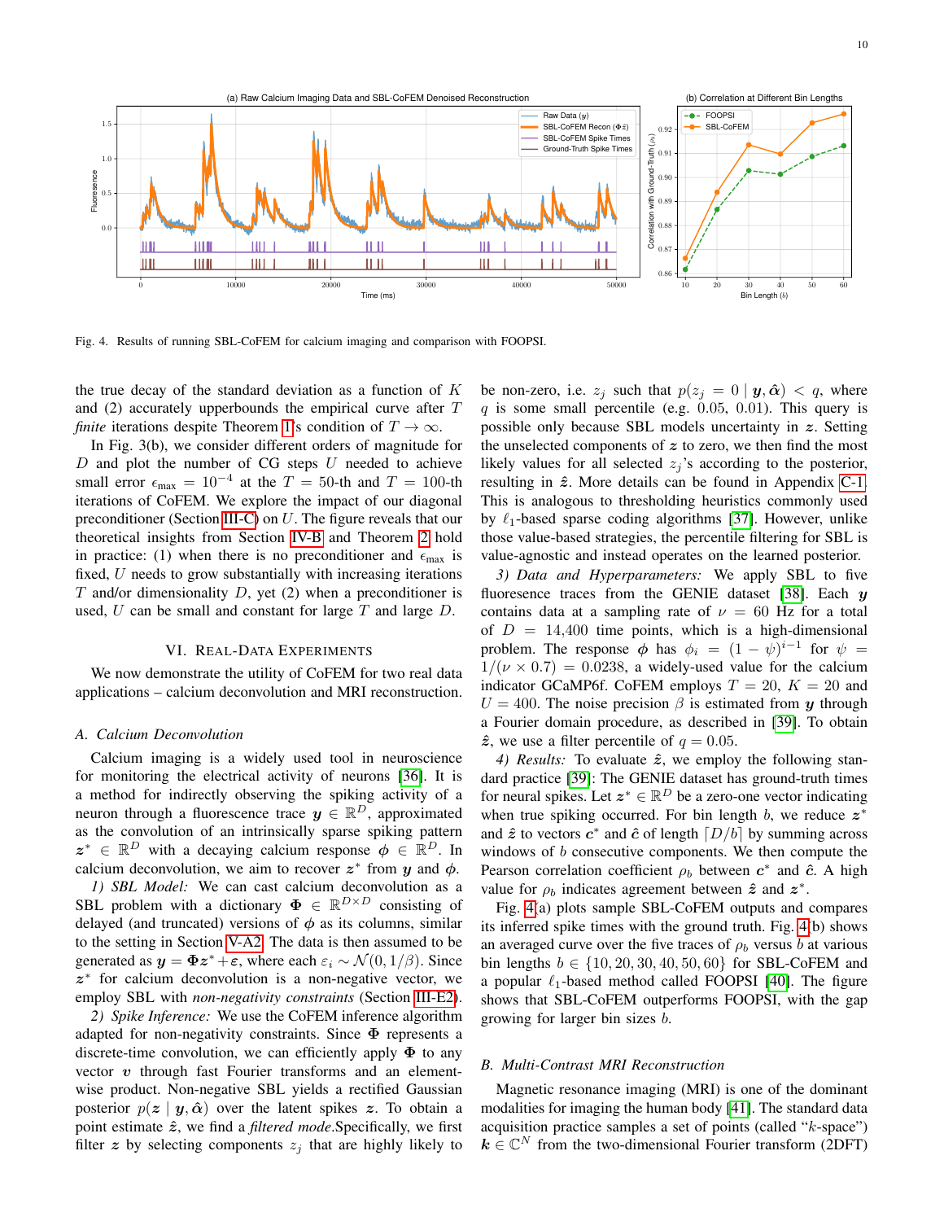Fig. 4. Results of running SBL-CoFEM for calcium imaging and comparison with FOOPSI.

the true decay of the standard deviation as a function of $K$ and (2) accurately upperbounds the empirical curve after $T$ *finite* iterations despite Theorem 1's condition of $T \to \infty$.

In Fig. 3(b), we consider different orders of magnitude for $D$ and plot the number of CG steps $U$ needed to achieve small error $\epsilon_{\max} = 10^{-4}$ at the $T = 50$-th and $T = 100$-th iterations of CoFEM. We explore the impact of our diagonal preconditioner (Section III-C) on $U$. The figure reveals that our theoretical insights from Section IV-B and Theorem 2 hold in practice: (1) when there is no preconditioner and $\epsilon_{\max}$ is fixed, $U$ needs to grow substantially with increasing iterations $T$ and/or dimensionality $D$, yet (2) when a preconditioner is used, $U$ can be small and constant for large $T$ and large $D$.

## VI. Real-Data Experiments

We now demonstrate the utility of CoFEM for two real data applications – calcium deconvolution and MRI reconstruction.

### A. Calcium Deconvolution

Calcium imaging is a widely used tool in neuroscience for monitoring the electrical activity of neurons [36]. It is a method for indirectly observing the spiking activity of a neuron through a fluorescence trace $\boldsymbol{y} \in \mathbb{R}^D$, approximated as the convolution of an intrinsically sparse spiking pattern $\boldsymbol{z}^* \in \mathbb{R}^D$ with a decaying calcium response $\boldsymbol{\phi} \in \mathbb{R}^D$. In calcium deconvolution, we aim to recover $\boldsymbol{z}^*$ from $\boldsymbol{y}$ and $\boldsymbol{\phi}$.

*1) SBL Model:* We can cast calcium deconvolution as a SBL problem with a dictionary $\boldsymbol{\Phi} \in \mathbb{R}^{D \times D}$ consisting of delayed (and truncated) versions of $\boldsymbol{\phi}$ as its columns, similar to the setting in Section V-A2. The data is then assumed to be generated as $\boldsymbol{y} = \boldsymbol{\Phi}\boldsymbol{z}^* + \boldsymbol{\varepsilon}$, where each $\varepsilon_i \sim \mathcal{N}(0, 1/\beta)$. Since $\boldsymbol{z}^*$ for calcium deconvolution is a non-negative vector, we employ SBL with *non-negativity constraints* (Section III-E2).

*2) Spike Inference:* We use the CoFEM inference algorithm adapted for non-negativity constraints. Since $\boldsymbol{\Phi}$ represents a discrete-time convolution, we can efficiently apply $\boldsymbol{\Phi}$ to any vector $\boldsymbol{v}$ through fast Fourier transforms and an element-wise product. Non-negative SBL yields a rectified Gaussian posterior $p(\boldsymbol{z} \mid \boldsymbol{y}, \hat{\boldsymbol{\alpha}})$ over the latent spikes $\boldsymbol{z}$. To obtain a point estimate $\hat{\boldsymbol{z}}$, we find a *filtered mode*.Specifically, we first filter $\boldsymbol{z}$ by selecting components $z_j$ that are highly likely to be non-zero, i.e. $z_j$ such that $p(z_j = 0 \mid \boldsymbol{y}, \hat{\boldsymbol{\alpha}}) < q$, where $q$ is some small percentile (e.g. 0.05, 0.01). This query is possible only because SBL models uncertainty in $\boldsymbol{z}$. Setting the unselected components of $\boldsymbol{z}$ to zero, we then find the most likely values for all selected $z_j$'s according to the posterior, resulting in $\hat{\boldsymbol{z}}$. More details can be found in Appendix C-1. This is analogous to thresholding heuristics commonly used by $\ell_1$-based sparse coding algorithms [37]. However, unlike those value-based strategies, the percentile filtering for SBL is value-agnostic and instead operates on the learned posterior.

*3) Data and Hyperparameters:* We apply SBL to five fluoresence traces from the GENIE dataset [38]. Each $\boldsymbol{y}$ contains data at a sampling rate of $\nu = 60$ Hz for a total of $D = 14{,}400$ time points, which is a high-dimensional problem. The response $\boldsymbol{\phi}$ has $\phi_i = (1 - \psi)^{i-1}$ for $\psi = 1/(\nu \times 0.7) = 0.0238$, a widely-used value for the calcium indicator GCaMP6f. CoFEM employs $T = 20$, $K = 20$ and $U = 400$. The noise precision $\beta$ is estimated from $\boldsymbol{y}$ through a Fourier domain procedure, as described in [39]. To obtain $\hat{\boldsymbol{z}}$, we use a filter percentile of $q = 0.05$.

*4) Results:* To evaluate $\hat{\boldsymbol{z}}$, we employ the following standard procedure [39]: The GENIE dataset has ground-truth times for neural spikes. Let $\boldsymbol{z}^* \in \mathbb{R}^D$ be a zero-one vector indicating when true spiking occurred. For bin length $b$, we reduce $\boldsymbol{z}^*$ and $\hat{\boldsymbol{z}}$ to vectors $\boldsymbol{c}^*$ and $\hat{\boldsymbol{c}}$ of length $\lceil D/b \rceil$ by summing across windows of $b$ consecutive components. We then compute the Pearson correlation coefficient $\rho_b$ between $\boldsymbol{c}^*$ and $\hat{\boldsymbol{c}}$. A high value for $\rho_b$ indicates agreement between $\hat{\boldsymbol{z}}$ and $\boldsymbol{z}^*$.

Fig. 4(a) plots sample SBL-CoFEM outputs and compares its inferred spike times with the ground truth. Fig. 4(b) shows an averaged curve over the five traces of $\rho_b$ versus $b$ at various bin lengths $b \in \{10, 20, 30, 40, 50, 60\}$ for SBL-CoFEM and a popular $\ell_1$-based method called FOOPSI [40]. The figure shows that SBL-CoFEM outperforms FOOPSI, with the gap growing for larger bin sizes $b$.

### B. Multi-Contrast MRI Reconstruction

Magnetic resonance imaging (MRI) is one of the dominant modalities for imaging the human body [41]. The standard data acquisition practice samples a set of points (called "$k$-space") $\boldsymbol{k} \in \mathbb{C}^N$ from the two-dimensional Fourier transform (2DFT)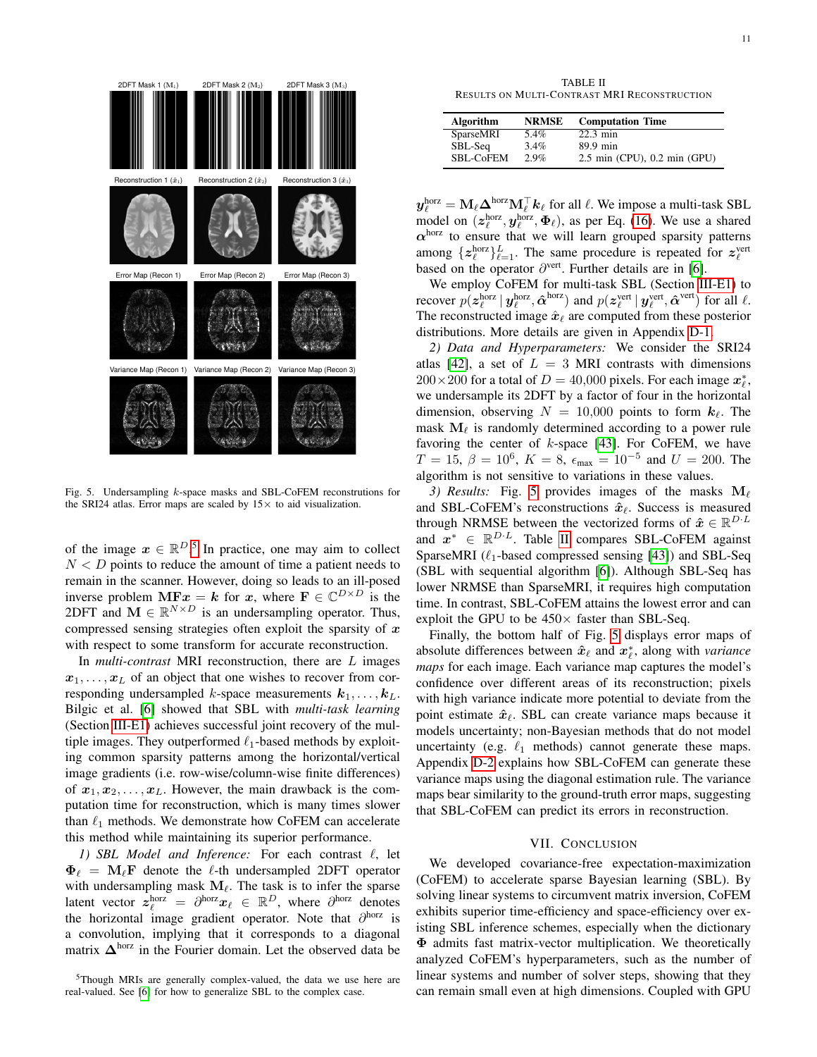Fig. 5. Undersampling $k$-space masks and SBL-CoFEM reconstructions for the SRI24 atlas. Error maps are scaled by $15\times$ to aid visualization.

of the image $\boldsymbol{x} \in \mathbb{R}^D$.[5] In practice, one may aim to collect $N < D$ points to reduce the amount of time a patient needs to remain in the scanner. However, doing so leads to an ill-posed inverse problem $\mathbf{MF}\boldsymbol{x} = \boldsymbol{k}$ for $\boldsymbol{x}$, where $\mathbf{F} \in \mathbb{C}^{D\times D}$ is the 2DFT and $\mathbf{M} \in \mathbb{R}^{N\times D}$ is an undersampling operator. Thus, compressed sensing strategies often exploit the sparsity of $\boldsymbol{x}$ with respect to some transform for accurate reconstruction.

In *multi-contrast* MRI reconstruction, there are $L$ images $\boldsymbol{x}_1, \ldots, \boldsymbol{x}_L$ of an object that one wishes to recover from corresponding undersampled $k$-space measurements $\boldsymbol{k}_1, \ldots, \boldsymbol{k}_L$. Bilgic et al. [6] showed that SBL with *multi-task learning* (Section III-E1) achieves successful joint recovery of the multiple images. They outperformed $\ell_1$-based methods by exploiting common sparsity patterns among the horizontal/vertical image gradients (i.e. row-wise/column-wise finite differences) of $\boldsymbol{x}_1, \boldsymbol{x}_2, \ldots, \boldsymbol{x}_L$. However, the main drawback is the computation time for reconstruction, which is many times slower than $\ell_1$ methods. We demonstrate how CoFEM can accelerate this method while maintaining its superior performance.

*1) SBL Model and Inference:* For each contrast $\ell$, let $\mathbf{\Phi}_\ell = \mathbf{M}_\ell\mathbf{F}$ denote the $\ell$-th undersampled 2DFT operator with undersampling mask $\mathbf{M}_\ell$. The task is to infer the sparse latent vector $\boldsymbol{z}_\ell^{\text{horz}} = \partial^{\text{horz}}\boldsymbol{x}_\ell \in \mathbb{R}^D$, where $\partial^{\text{horz}}$ denotes the horizontal image gradient operator. Note that $\partial^{\text{horz}}$ is a convolution, implying that it corresponds to a diagonal matrix $\mathbf{\Delta}^{\text{horz}}$ in the Fourier domain. Let the observed data be $\boldsymbol{y}_\ell^{\text{horz}} = \mathbf{M}_\ell\mathbf{\Delta}^{\text{horz}}\mathbf{M}_\ell^\top\boldsymbol{k}_\ell$ for all $\ell$. We impose a multi-task SBL model on $(\boldsymbol{z}_\ell^{\text{horz}}, \boldsymbol{y}_\ell^{\text{horz}}, \mathbf{\Phi}_\ell)$, as per Eq. (16). We use a shared $\boldsymbol{\alpha}^{\text{horz}}$ to ensure that we will learn grouped sparsity patterns among $\{\boldsymbol{z}_\ell^{\text{horz}}\}_{\ell=1}^L$. The same procedure is repeated for $\boldsymbol{z}_\ell^{\text{vert}}$ based on the operator $\partial^{\text{vert}}$. Further details are in [6].

We employ CoFEM for multi-task SBL (Section III-E1) to recover $p(\boldsymbol{z}_\ell^{\text{horz}} \,|\, \boldsymbol{y}_\ell^{\text{horz}}, \hat{\boldsymbol{\alpha}}^{\text{horz}})$ and $p(\boldsymbol{z}_\ell^{\text{vert}} \,|\, \boldsymbol{y}_\ell^{\text{vert}}, \hat{\boldsymbol{\alpha}}^{\text{vert}})$ for all $\ell$. The reconstructed image $\hat{\boldsymbol{x}}_\ell$ are computed from these posterior distributions. More details are given in Appendix D-1.

*2) Data and Hyperparameters:* We consider the SRI24 atlas [42], a set of $L = 3$ MRI contrasts with dimensions $200\times200$ for a total of $D = 40{,}000$ pixels. For each image $\boldsymbol{x}_\ell^*$, we undersample its 2DFT by a factor of four in the horizontal dimension, observing $N = 10{,}000$ points to form $\boldsymbol{k}_\ell$. The mask $\mathbf{M}_\ell$ is randomly determined according to a power rule favoring the center of $k$-space [43]. For CoFEM, we have $T = 15$, $\beta = 10^6$, $K = 8$, $\epsilon_{\max} = 10^{-5}$ and $U = 200$. The algorithm is not sensitive to variations in these values.

*3) Results:* Fig. 5 provides images of the masks $\mathbf{M}_\ell$ and SBL-CoFEM's reconstructions $\hat{\boldsymbol{x}}_\ell$. Success is measured through NRMSE between the vectorized forms of $\hat{\boldsymbol{x}} \in \mathbb{R}^{D\cdot L}$ and $\boldsymbol{x}^* \in \mathbb{R}^{D\cdot L}$. Table II compares SBL-CoFEM against SparseMRI ($\ell_1$-based compressed sensing [43]) and SBL-Seq (SBL with sequential algorithm [6]). Although SBL-Seq has lower NRMSE than SparseMRI, it requires high computation time. In contrast, SBL-CoFEM attains the lowest error and can exploit the GPU to be $450\times$ faster than SBL-Seq.

TABLE II
RESULTS ON MULTI-CONTRAST MRI RECONSTRUCTION

| Algorithm | NRMSE | Computation Time |
|---|---|---|
| SparseMRI | 5.4% | 22.3 min |
| SBL-Seq | 3.4% | 89.9 min |
| SBL-CoFEM | 2.9% | 2.5 min (CPU), 0.2 min (GPU) |

Finally, the bottom half of Fig. 5 displays error maps of absolute differences between $\hat{\boldsymbol{x}}_\ell$ and $\boldsymbol{x}_\ell^*$, along with *variance maps* for each image. Each variance map captures the model's confidence over different areas of its reconstruction; pixels with high variance indicate more potential to deviate from the point estimate $\hat{\boldsymbol{x}}_\ell$. SBL can create variance maps because it models uncertainty; non-Bayesian methods that do not model uncertainty (e.g. $\ell_1$ methods) cannot generate these maps. Appendix D-2 explains how SBL-CoFEM can generate these variance maps using the diagonal estimation rule. The variance maps bear similarity to the ground-truth error maps, suggesting that SBL-CoFEM can predict its errors in reconstruction.

## VII. CONCLUSION

We developed covariance-free expectation-maximization (CoFEM) to accelerate sparse Bayesian learning (SBL). By solving linear systems to circumvent matrix inversion, CoFEM exhibits superior time-efficiency and space-efficiency over existing SBL inference schemes, especially when the dictionary $\mathbf{\Phi}$ admits fast matrix-vector multiplication. We theoretically analyzed CoFEM's hyperparameters, such as the number of linear systems and number of solver steps, showing that they can remain small even at high dimensions. Coupled with GPU

[5] Though MRIs are generally complex-valued, the data we use here are real-valued. See [6] for how to generalize SBL to the complex case.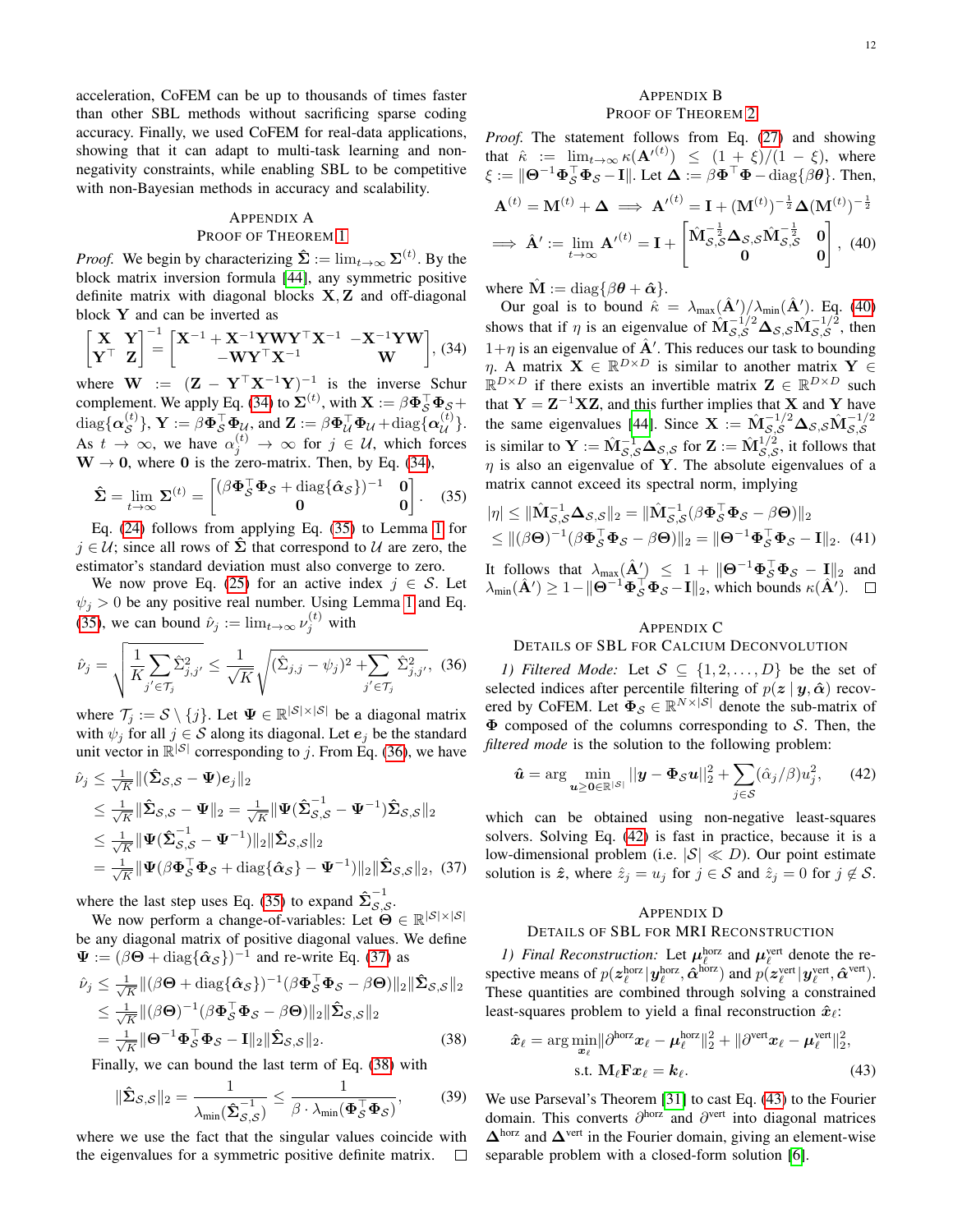acceleration, CoFEM can be up to thousands of times faster than other SBL methods without sacrificing sparse coding accuracy. Finally, we used CoFEM for real-data applications, showing that it can adapt to multi-task learning and non-negativity constraints, while enabling SBL to be competitive with non-Bayesian methods in accuracy and scalability.

## Appendix A
## Proof of Theorem 1

*Proof.* We begin by characterizing $\hat{\mathbf{\Sigma}} := \lim_{t\to\infty} \mathbf{\Sigma}^{(t)}$. By the block matrix inversion formula [44], any symmetric positive definite matrix with diagonal blocks $\mathbf{X}, \mathbf{Z}$ and off-diagonal block $\mathbf{Y}$ and can be inverted as

$$\begin{bmatrix} \mathbf{X} & \mathbf{Y} \\ \mathbf{Y}^\top & \mathbf{Z} \end{bmatrix}^{-1} = \begin{bmatrix} \mathbf{X}^{-1} + \mathbf{X}^{-1}\mathbf{Y}\mathbf{W}\mathbf{Y}^\top\mathbf{X}^{-1} & -\mathbf{X}^{-1}\mathbf{Y}\mathbf{W} \\ -\mathbf{W}\mathbf{Y}^\top\mathbf{X}^{-1} & \mathbf{W} \end{bmatrix}, \quad (34)$$

where $\mathbf{W} := (\mathbf{Z} - \mathbf{Y}^\top\mathbf{X}^{-1}\mathbf{Y})^{-1}$ is the inverse Schur complement. We apply Eq. (34) to $\mathbf{\Sigma}^{(t)}$, with $\mathbf{X} := \beta\mathbf{\Phi}_\mathcal{S}^\top\mathbf{\Phi}_\mathcal{S} + \text{diag}\{\boldsymbol{\alpha}_\mathcal{S}^{(t)}\}$, $\mathbf{Y} := \beta\mathbf{\Phi}_\mathcal{S}^\top\mathbf{\Phi}_\mathcal{U}$, and $\mathbf{Z} := \beta\mathbf{\Phi}_\mathcal{U}^\top\mathbf{\Phi}_\mathcal{U} + \text{diag}\{\boldsymbol{\alpha}_\mathcal{U}^{(t)}\}$. As $t \to \infty$, we have $\alpha_j^{(t)} \to \infty$ for $j \in \mathcal{U}$, which forces $\mathbf{W} \to \mathbf{0}$, where $\mathbf{0}$ is the zero-matrix. Then, by Eq. (34),

$$\hat{\mathbf{\Sigma}} = \lim_{t\to\infty} \mathbf{\Sigma}^{(t)} = \begin{bmatrix} (\beta\mathbf{\Phi}_\mathcal{S}^\top\mathbf{\Phi}_\mathcal{S} + \text{diag}\{\hat{\boldsymbol{\alpha}}_\mathcal{S}\})^{-1} & \mathbf{0} \\ \mathbf{0} & \mathbf{0} \end{bmatrix}. \quad (35)$$

Eq. (24) follows from applying Eq. (35) to Lemma 1 for $j \in \mathcal{U}$; since all rows of $\hat{\mathbf{\Sigma}}$ that correspond to $\mathcal{U}$ are zero, the estimator's standard deviation must also converge to zero.

We now prove Eq. (25) for an active index $j \in \mathcal{S}$. Let $\psi_j > 0$ be any positive real number. Using Lemma 1 and Eq. (35), we can bound $\hat{\nu}_j := \lim_{t\to\infty} \nu_j^{(t)}$ with

$$\hat{\nu}_j = \sqrt{\frac{1}{K}\sum_{j'\in\mathcal{T}_j} \hat{\Sigma}_{j,j'}^2} \le \frac{1}{\sqrt{K}}\sqrt{(\hat{\Sigma}_{j,j} - \psi_j)^2 + \sum_{j'\in\mathcal{T}_j} \hat{\Sigma}_{j,j'}^2}, \quad (36)$$

where $\mathcal{T}_j := \mathcal{S} \setminus \{j\}$. Let $\mathbf{\Psi} \in \mathbb{R}^{|\mathcal{S}|\times|\mathcal{S}|}$ be a diagonal matrix with $\psi_j$ for all $j \in \mathcal{S}$ along its diagonal. Let $\boldsymbol{e}_j$ be the standard unit vector in $\mathbb{R}^{|\mathcal{S}|}$ corresponding to $j$. From Eq. (36), we have

$$\begin{aligned}
\hat{\nu}_j &\le \tfrac{1}{\sqrt{K}}\|(\hat{\mathbf{\Sigma}}_{\mathcal{S},\mathcal{S}} - \mathbf{\Psi})\boldsymbol{e}_j\|_2 \\
&\le \tfrac{1}{\sqrt{K}}\|\hat{\mathbf{\Sigma}}_{\mathcal{S},\mathcal{S}} - \mathbf{\Psi}\|_2 = \tfrac{1}{\sqrt{K}}\|\mathbf{\Psi}(\hat{\mathbf{\Sigma}}_{\mathcal{S},\mathcal{S}}^{-1} - \mathbf{\Psi}^{-1})\hat{\mathbf{\Sigma}}_{\mathcal{S},\mathcal{S}}\|_2 \\
&\le \tfrac{1}{\sqrt{K}}\|\mathbf{\Psi}(\hat{\mathbf{\Sigma}}_{\mathcal{S},\mathcal{S}}^{-1} - \mathbf{\Psi}^{-1})\|_2\|\hat{\mathbf{\Sigma}}_{\mathcal{S},\mathcal{S}}\|_2 \\
&= \tfrac{1}{\sqrt{K}}\|\mathbf{\Psi}(\beta\mathbf{\Phi}_\mathcal{S}^\top\mathbf{\Phi}_\mathcal{S} + \text{diag}\{\hat{\boldsymbol{\alpha}}_\mathcal{S}\} - \mathbf{\Psi}^{-1})\|_2\|\hat{\mathbf{\Sigma}}_{\mathcal{S},\mathcal{S}}\|_2, \quad (37)
\end{aligned}$$

where the last step uses Eq. (35) to expand $\hat{\mathbf{\Sigma}}_{\mathcal{S},\mathcal{S}}^{-1}$.

We now perform a change-of-variables: Let $\mathbf{\Theta} \in \mathbb{R}^{|\mathcal{S}|\times|\mathcal{S}|}$ be any diagonal matrix of positive diagonal values. We define $\mathbf{\Psi} := (\beta\mathbf{\Theta} + \text{diag}\{\hat{\boldsymbol{\alpha}}_\mathcal{S}\})^{-1}$ and re-write Eq. (37) as

$$\begin{aligned}
\hat{\nu}_j &\le \tfrac{1}{\sqrt{K}}\|(\beta\mathbf{\Theta} + \text{diag}\{\hat{\boldsymbol{\alpha}}_\mathcal{S}\})^{-1}(\beta\mathbf{\Phi}_\mathcal{S}^\top\mathbf{\Phi}_\mathcal{S} - \beta\mathbf{\Theta})\|_2\|\hat{\mathbf{\Sigma}}_{\mathcal{S},\mathcal{S}}\|_2 \\
&\le \tfrac{1}{\sqrt{K}}\|(\beta\mathbf{\Theta})^{-1}(\beta\mathbf{\Phi}_\mathcal{S}^\top\mathbf{\Phi}_\mathcal{S} - \beta\mathbf{\Theta})\|_2\|\hat{\mathbf{\Sigma}}_{\mathcal{S},\mathcal{S}}\|_2 \\
&= \tfrac{1}{\sqrt{K}}\|\mathbf{\Theta}^{-1}\mathbf{\Phi}_\mathcal{S}^\top\mathbf{\Phi}_\mathcal{S} - \mathbf{I}\|_2\|\hat{\mathbf{\Sigma}}_{\mathcal{S},\mathcal{S}}\|_2. \quad (38)
\end{aligned}$$

Finally, we can bound the last term of Eq. (38) with

$$\|\hat{\mathbf{\Sigma}}_{\mathcal{S},\mathcal{S}}\|_2 = \frac{1}{\lambda_{\min}(\hat{\mathbf{\Sigma}}_{\mathcal{S},\mathcal{S}}^{-1})} \le \frac{1}{\beta \cdot \lambda_{\min}(\mathbf{\Phi}_\mathcal{S}^\top\mathbf{\Phi}_\mathcal{S})}, \quad (39)$$

where we use the fact that the singular values coincide with the eigenvalues for a symmetric positive definite matrix. $\square$

## Appendix B
## Proof of Theorem 2

*Proof.* The statement follows from Eq. (27) and showing that $\hat{\kappa} := \lim_{t\to\infty} \kappa(\mathbf{A}'^{(t)}) \le (1+\xi)/(1-\xi)$, where $\xi := \|\mathbf{\Theta}^{-1}\mathbf{\Phi}_\mathcal{S}^\top\mathbf{\Phi}_\mathcal{S} - \mathbf{I}\|$. Let $\mathbf{\Delta} := \beta\mathbf{\Phi}^\top\mathbf{\Phi} - \text{diag}\{\beta\boldsymbol{\theta}\}$. Then,

$$\mathbf{A}^{(t)} = \mathbf{M}^{(t)} + \mathbf{\Delta} \implies \mathbf{A}'^{(t)} = \mathbf{I} + (\mathbf{M}^{(t)})^{-\frac{1}{2}}\mathbf{\Delta}(\mathbf{M}^{(t)})^{-\frac{1}{2}}$$

$$\implies \hat{\mathbf{A}}' := \lim_{t\to\infty} \mathbf{A}'^{(t)} = \mathbf{I} + \begin{bmatrix} \hat{\mathbf{M}}_{\mathcal{S},\mathcal{S}}^{-\frac{1}{2}}\mathbf{\Delta}_{\mathcal{S},\mathcal{S}}\hat{\mathbf{M}}_{\mathcal{S},\mathcal{S}}^{-\frac{1}{2}} & \mathbf{0} \\ \mathbf{0} & \mathbf{0} \end{bmatrix}, \quad (40)$$

where $\hat{\mathbf{M}} := \text{diag}\{\beta\boldsymbol{\theta} + \hat{\boldsymbol{\alpha}}\}$.

Our goal is to bound $\hat{\kappa} = \lambda_{\max}(\hat{\mathbf{A}}')/\lambda_{\min}(\hat{\mathbf{A}}')$. Eq. (40) shows that if $\eta$ is an eigenvalue of $\hat{\mathbf{M}}_{\mathcal{S},\mathcal{S}}^{-1/2}\mathbf{\Delta}_{\mathcal{S},\mathcal{S}}\hat{\mathbf{M}}_{\mathcal{S},\mathcal{S}}^{-1/2}$, then $1+\eta$ is an eigenvalue of $\hat{\mathbf{A}}'$. This reduces our task to bounding $\eta$. A matrix $\mathbf{X} \in \mathbb{R}^{D\times D}$ is similar to another matrix $\mathbf{Y} \in \mathbb{R}^{D\times D}$ if there exists an invertible matrix $\mathbf{Z} \in \mathbb{R}^{D\times D}$ such that $\mathbf{Y} = \mathbf{Z}^{-1}\mathbf{X}\mathbf{Z}$, and this further implies that $\mathbf{X}$ and $\mathbf{Y}$ have the same eigenvalues [44]. Since $\mathbf{X} := \hat{\mathbf{M}}_{\mathcal{S},\mathcal{S}}^{-1/2}\mathbf{\Delta}_{\mathcal{S},\mathcal{S}}\hat{\mathbf{M}}_{\mathcal{S},\mathcal{S}}^{-1/2}$ is similar to $\mathbf{Y} := \hat{\mathbf{M}}_{\mathcal{S},\mathcal{S}}^{-1}\mathbf{\Delta}_{\mathcal{S},\mathcal{S}}$ for $\mathbf{Z} := \hat{\mathbf{M}}_{\mathcal{S},\mathcal{S}}^{1/2}$, it follows that $\eta$ is also an eigenvalue of $\mathbf{Y}$. The absolute eigenvalues of a matrix cannot exceed its spectral norm, implying

$$\begin{aligned}
|\eta| &\le \|\hat{\mathbf{M}}_{\mathcal{S},\mathcal{S}}^{-1}\mathbf{\Delta}_{\mathcal{S},\mathcal{S}}\|_2 = \|\hat{\mathbf{M}}_{\mathcal{S},\mathcal{S}}^{-1}(\beta\mathbf{\Phi}_\mathcal{S}^\top\mathbf{\Phi}_\mathcal{S} - \beta\mathbf{\Theta})\|_2 \\
&\le \|(\beta\mathbf{\Theta})^{-1}(\beta\mathbf{\Phi}_\mathcal{S}^\top\mathbf{\Phi}_\mathcal{S} - \beta\mathbf{\Theta})\|_2 = \|\mathbf{\Theta}^{-1}\mathbf{\Phi}_\mathcal{S}^\top\mathbf{\Phi}_\mathcal{S} - \mathbf{I}\|_2. \quad (41)
\end{aligned}$$

It follows that $\lambda_{\max}(\hat{\mathbf{A}}') \le 1 + \|\mathbf{\Theta}^{-1}\mathbf{\Phi}_\mathcal{S}^\top\mathbf{\Phi}_\mathcal{S} - \mathbf{I}\|_2$ and $\lambda_{\min}(\hat{\mathbf{A}}') \ge 1 - \|\mathbf{\Theta}^{-1}\mathbf{\Phi}_\mathcal{S}^\top\mathbf{\Phi}_\mathcal{S} - \mathbf{I}\|_2$, which bounds $\kappa(\hat{\mathbf{A}}')$. $\square$

## Appendix C
## Details of SBL for Calcium Deconvolution

*1) Filtered Mode:* Let $\mathcal{S} \subseteq \{1, 2, \ldots, D\}$ be the set of selected indices after percentile filtering of $p(\boldsymbol{z} \mid \boldsymbol{y}, \hat{\boldsymbol{\alpha}})$ recovered by CoFEM. Let $\mathbf{\Phi}_\mathcal{S} \in \mathbb{R}^{N\times|\mathcal{S}|}$ denote the sub-matrix of $\mathbf{\Phi}$ composed of the columns corresponding to $\mathcal{S}$. Then, the *filtered mode* is the solution to the following problem:

$$\hat{\boldsymbol{u}} = \arg \min_{\boldsymbol{u}\ge\mathbf{0}\in\mathbb{R}^{|\mathcal{S}|}} ||\boldsymbol{y} - \mathbf{\Phi}_\mathcal{S}\boldsymbol{u}||_2^2 + \sum_{j\in\mathcal{S}} (\hat{\alpha}_j/\beta)u_j^2, \quad (42)$$

which can be obtained using non-negative least-squares solvers. Solving Eq. (42) is fast in practice, because it is a low-dimensional problem (i.e. $|\mathcal{S}| \ll D$). Our point estimate solution is $\hat{\boldsymbol{z}}$, where $\hat{z}_j = u_j$ for $j \in \mathcal{S}$ and $\hat{z}_j = 0$ for $j \notin \mathcal{S}$.

## Appendix D
## Details of SBL for MRI Reconstruction

*1) Final Reconstruction:* Let $\boldsymbol{\mu}_\ell^{\text{horz}}$ and $\boldsymbol{\mu}_\ell^{\text{vert}}$ denote the respective means of $p(\boldsymbol{z}_\ell^{\text{horz}}|\boldsymbol{y}_\ell^{\text{horz}}, \hat{\boldsymbol{\alpha}}^{\text{horz}})$ and $p(\boldsymbol{z}_\ell^{\text{vert}}|\boldsymbol{y}_\ell^{\text{vert}}, \hat{\boldsymbol{\alpha}}^{\text{vert}})$. These quantities are combined through solving a constrained least-squares problem to yield a final reconstruction $\hat{\boldsymbol{x}}_\ell$:

$$\begin{aligned}
\hat{\boldsymbol{x}}_\ell = \arg\min_{\boldsymbol{x}_\ell} &\|\partial^{\text{horz}}\boldsymbol{x}_\ell - \boldsymbol{\mu}_\ell^{\text{horz}}\|_2^2 + \|\partial^{\text{vert}}\boldsymbol{x}_\ell - \boldsymbol{\mu}_\ell^{\text{vert}}\|_2^2, \\
\text{s.t. } &\mathbf{M}_\ell\mathbf{F}\boldsymbol{x}_\ell = \boldsymbol{k}_\ell. \quad (43)
\end{aligned}$$

We use Parseval's Theorem [31] to cast Eq. (43) to the Fourier domain. This converts $\partial^{\text{horz}}$ and $\partial^{\text{vert}}$ into diagonal matrices $\mathbf{\Delta}^{\text{horz}}$ and $\mathbf{\Delta}^{\text{vert}}$ in the Fourier domain, giving an element-wise separable problem with a closed-form solution [6].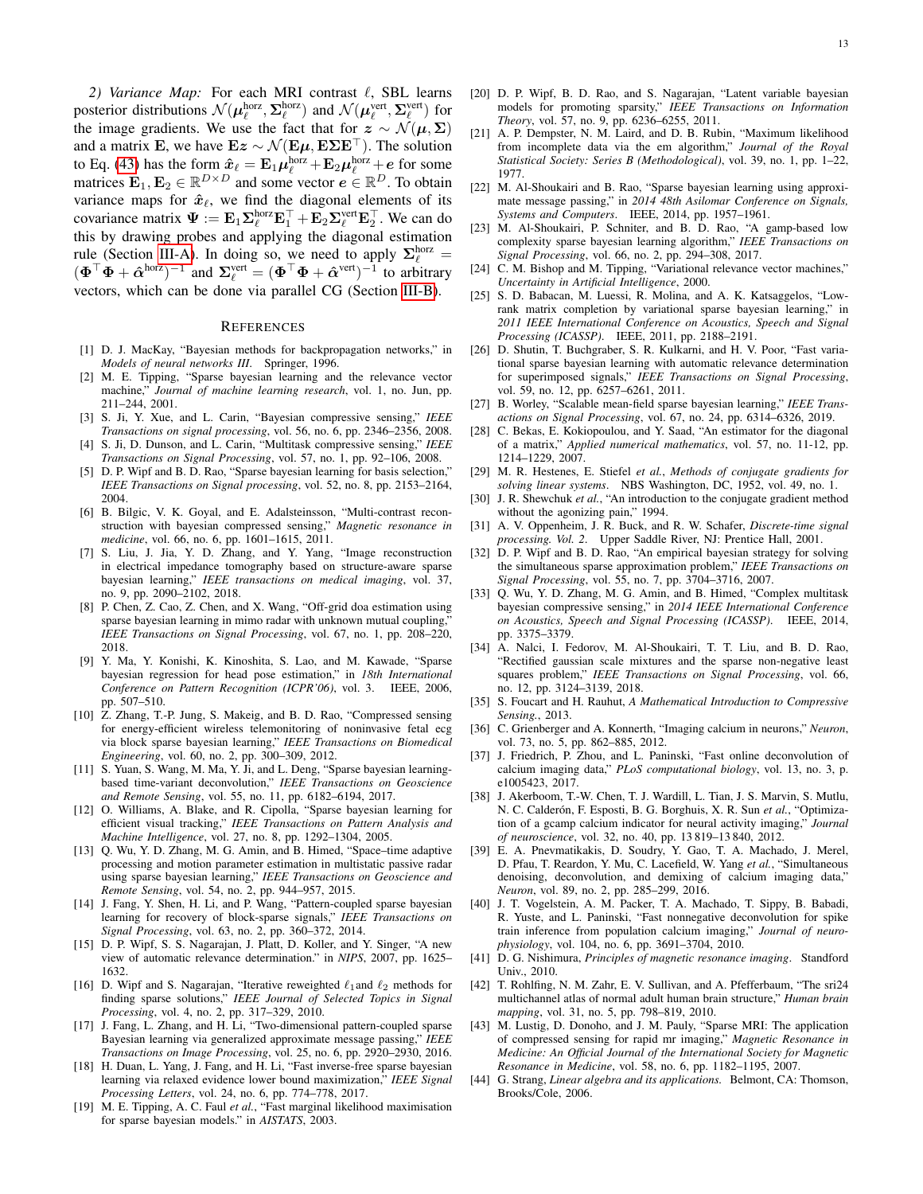*2) Variance Map:* For each MRI contrast $\ell$, SBL learns posterior distributions $\mathcal{N}(\boldsymbol{\mu}_\ell^{\text{horz}}, \boldsymbol{\Sigma}_\ell^{\text{horz}})$ and $\mathcal{N}(\boldsymbol{\mu}_\ell^{\text{vert}}, \boldsymbol{\Sigma}_\ell^{\text{vert}})$ for the image gradients. We use the fact that for $\boldsymbol{z} \sim \mathcal{N}(\boldsymbol{\mu}, \boldsymbol{\Sigma})$ and a matrix $\mathbf{E}$, we have $\mathbf{E}\boldsymbol{z} \sim \mathcal{N}(\mathbf{E}\boldsymbol{\mu}, \mathbf{E}\boldsymbol{\Sigma}\mathbf{E}^\top)$. The solution to Eq. (43) has the form $\hat{\boldsymbol{x}}_\ell = \mathbf{E}_1\boldsymbol{\mu}_\ell^{\text{horz}} + \mathbf{E}_2\boldsymbol{\mu}_\ell^{\text{horz}} + \boldsymbol{e}$ for some matrices $\mathbf{E}_1, \mathbf{E}_2 \in \mathbb{R}^{D \times D}$ and some vector $\boldsymbol{e} \in \mathbb{R}^D$. To obtain variance maps for $\hat{\boldsymbol{x}}_\ell$, we find the diagonal elements of its covariance matrix $\boldsymbol{\Psi} := \mathbf{E}_1\boldsymbol{\Sigma}_\ell^{\text{horz}}\mathbf{E}_1^\top + \mathbf{E}_2\boldsymbol{\Sigma}_\ell^{\text{vert}}\mathbf{E}_2^\top$. We can do this by drawing probes and applying the diagonal estimation rule (Section III-A). In doing so, we need to apply $\boldsymbol{\Sigma}_\ell^{\text{horz}} = (\boldsymbol{\Phi}^\top\boldsymbol{\Phi} + \hat{\boldsymbol{\alpha}}^{\text{horz}})^{-1}$ and $\boldsymbol{\Sigma}_\ell^{\text{vert}} = (\boldsymbol{\Phi}^\top\boldsymbol{\Phi} + \hat{\boldsymbol{\alpha}}^{\text{vert}})^{-1}$ to arbitrary vectors, which can be done via parallel CG (Section III-B).

## References

[1] D. J. MacKay, "Bayesian methods for backpropagation networks," in *Models of neural networks III*. Springer, 1996.

[2] M. E. Tipping, "Sparse bayesian learning and the relevance vector machine," *Journal of machine learning research*, vol. 1, no. Jun, pp. 211–244, 2001.

[3] S. Ji, Y. Xue, and L. Carin, "Bayesian compressive sensing," *IEEE Transactions on signal processing*, vol. 56, no. 6, pp. 2346–2356, 2008.

[4] S. Ji, D. Dunson, and L. Carin, "Multitask compressive sensing," *IEEE Transactions on Signal Processing*, vol. 57, no. 1, pp. 92–106, 2008.

[5] D. P. Wipf and B. D. Rao, "Sparse bayesian learning for basis selection," *IEEE Transactions on Signal processing*, vol. 52, no. 8, pp. 2153–2164, 2004.

[6] B. Bilgic, V. K. Goyal, and E. Adalsteinsson, "Multi-contrast reconstruction with bayesian compressed sensing," *Magnetic resonance in medicine*, vol. 66, no. 6, pp. 1601–1615, 2011.

[7] S. Liu, J. Jia, Y. D. Zhang, and Y. Yang, "Image reconstruction in electrical impedance tomography based on structure-aware sparse bayesian learning," *IEEE transactions on medical imaging*, vol. 37, no. 9, pp. 2090–2102, 2018.

[8] P. Chen, Z. Cao, Z. Chen, and X. Wang, "Off-grid doa estimation using sparse bayesian learning in mimo radar with unknown mutual coupling," *IEEE Transactions on Signal Processing*, vol. 67, no. 1, pp. 208–220, 2018.

[9] Y. Ma, Y. Konishi, K. Kinoshita, S. Lao, and M. Kawade, "Sparse bayesian regression for head pose estimation," in *18th International Conference on Pattern Recognition (ICPR'06)*, vol. 3. IEEE, 2006, pp. 507–510.

[10] Z. Zhang, T.-P. Jung, S. Makeig, and B. D. Rao, "Compressed sensing for energy-efficient wireless telemonitoring of noninvasive fetal ecg via block sparse bayesian learning," *IEEE Transactions on Biomedical Engineering*, vol. 60, no. 2, pp. 300–309, 2012.

[11] S. Yuan, S. Wang, M. Ma, Y. Ji, and L. Deng, "Sparse bayesian learning-based time-variant deconvolution," *IEEE Transactions on Geoscience and Remote Sensing*, vol. 55, no. 11, pp. 6182–6194, 2017.

[12] O. Williams, A. Blake, and R. Cipolla, "Sparse bayesian learning for efficient visual tracking," *IEEE Transactions on Pattern Analysis and Machine Intelligence*, vol. 27, no. 8, pp. 1292–1304, 2005.

[13] Q. Wu, Y. D. Zhang, M. G. Amin, and B. Himed, "Space–time adaptive processing and motion parameter estimation in multistatic passive radar using sparse bayesian learning," *IEEE Transactions on Geoscience and Remote Sensing*, vol. 54, no. 2, pp. 944–957, 2015.

[14] J. Fang, Y. Shen, H. Li, and P. Wang, "Pattern-coupled sparse bayesian learning for recovery of block-sparse signals," *IEEE Transactions on Signal Processing*, vol. 63, no. 2, pp. 360–372, 2014.

[15] D. P. Wipf, S. S. Nagarajan, J. Platt, D. Koller, and Y. Singer, "A new view of automatic relevance determination." in *NIPS*, 2007, pp. 1625–1632.

[16] D. Wipf and S. Nagarajan, "Iterative reweighted $\ell_1$and $\ell_2$ methods for finding sparse solutions," *IEEE Journal of Selected Topics in Signal Processing*, vol. 4, no. 2, pp. 317–329, 2010.

[17] J. Fang, L. Zhang, and H. Li, "Two-dimensional pattern-coupled sparse Bayesian learning via generalized approximate message passing," *IEEE Transactions on Image Processing*, vol. 25, no. 6, pp. 2920–2930, 2016.

[18] H. Duan, L. Yang, J. Fang, and H. Li, "Fast inverse-free sparse bayesian learning via relaxed evidence lower bound maximization," *IEEE Signal Processing Letters*, vol. 24, no. 6, pp. 774–778, 2017.

[19] M. E. Tipping, A. C. Faul *et al.*, "Fast marginal likelihood maximisation for sparse bayesian models." in *AISTATS*, 2003.

[20] D. P. Wipf, B. D. Rao, and S. Nagarajan, "Latent variable bayesian models for promoting sparsity," *IEEE Transactions on Information Theory*, vol. 57, no. 9, pp. 6236–6255, 2011.

[21] A. P. Dempster, N. M. Laird, and D. B. Rubin, "Maximum likelihood from incomplete data via the em algorithm," *Journal of the Royal Statistical Society: Series B (Methodological)*, vol. 39, no. 1, pp. 1–22, 1977.

[22] M. Al-Shoukairi and B. Rao, "Sparse bayesian learning using approximate message passing," in *2014 48th Asilomar Conference on Signals, Systems and Computers*. IEEE, 2014, pp. 1957–1961.

[23] M. Al-Shoukairi, P. Schniter, and B. D. Rao, "A gamp-based low complexity sparse bayesian learning algorithm," *IEEE Transactions on Signal Processing*, vol. 66, no. 2, pp. 294–308, 2017.

[24] C. M. Bishop and M. Tipping, "Variational relevance vector machines," *Uncertainty in Artificial Intelligence*, 2000.

[25] S. D. Babacan, M. Luessi, R. Molina, and A. K. Katsaggelos, "Low-rank matrix completion by variational sparse bayesian learning," in *2011 IEEE International Conference on Acoustics, Speech and Signal Processing (ICASSP)*. IEEE, 2011, pp. 2188–2191.

[26] D. Shutin, T. Buchgraber, S. R. Kulkarni, and H. V. Poor, "Fast variational sparse bayesian learning with automatic relevance determination for superimposed signals," *IEEE Transactions on Signal Processing*, vol. 59, no. 12, pp. 6257–6261, 2011.

[27] B. Worley, "Scalable mean-field sparse bayesian learning," *IEEE Transactions on Signal Processing*, vol. 67, no. 24, pp. 6314–6326, 2019.

[28] C. Bekas, E. Kokiopoulou, and Y. Saad, "An estimator for the diagonal of a matrix," *Applied numerical mathematics*, vol. 57, no. 11-12, pp. 1214–1229, 2007.

[29] M. R. Hestenes, E. Stiefel *et al.*, *Methods of conjugate gradients for solving linear systems*. NBS Washington, DC, 1952, vol. 49, no. 1.

[30] J. R. Shewchuk *et al.*, "An introduction to the conjugate gradient method without the agonizing pain," 1994.

[31] A. V. Oppenheim, J. R. Buck, and R. W. Schafer, *Discrete-time signal processing. Vol. 2*. Upper Saddle River, NJ: Prentice Hall, 2001.

[32] D. P. Wipf and B. D. Rao, "An empirical bayesian strategy for solving the simultaneous sparse approximation problem," *IEEE Transactions on Signal Processing*, vol. 55, no. 7, pp. 3704–3716, 2007.

[33] Q. Wu, Y. D. Zhang, M. G. Amin, and B. Himed, "Complex multitask bayesian compressive sensing," in *2014 IEEE International Conference on Acoustics, Speech and Signal Processing (ICASSP)*. IEEE, 2014, pp. 3375–3379.

[34] A. Nalci, I. Fedorov, M. Al-Shoukairi, T. T. Liu, and B. D. Rao, "Rectified gaussian scale mixtures and the sparse non-negative least squares problem," *IEEE Transactions on Signal Processing*, vol. 66, no. 12, pp. 3124–3139, 2018.

[35] S. Foucart and H. Rauhut, *A Mathematical Introduction to Compressive Sensing*, 2013.

[36] C. Grienberger and A. Konnerth, "Imaging calcium in neurons," *Neuron*, vol. 73, no. 5, pp. 862–885, 2012.

[37] J. Friedrich, P. Zhou, and L. Paninski, "Fast online deconvolution of calcium imaging data," *PLoS computational biology*, vol. 13, no. 3, p. e1005423, 2017.

[38] J. Akerboom, T.-W. Chen, T. J. Wardill, L. Tian, J. S. Marvin, S. Mutlu, N. C. Calderón, F. Esposti, B. G. Borghuis, X. R. Sun *et al.*, "Optimization of a gcamp calcium indicator for neural activity imaging," *Journal of neuroscience*, vol. 32, no. 40, pp. 13 819–13 840, 2012.

[39] E. A. Pnevmatikakis, D. Soudry, Y. Gao, T. A. Machado, J. Merel, D. Pfau, T. Reardon, Y. Mu, C. Lacefield, W. Yang *et al.*, "Simultaneous denoising, deconvolution, and demixing of calcium imaging data," *Neuron*, vol. 89, no. 2, pp. 285–299, 2016.

[40] J. T. Vogelstein, A. M. Packer, T. A. Machado, T. Sippy, B. Babadi, R. Yuste, and L. Paninski, "Fast nonnegative deconvolution for spike train inference from population calcium imaging," *Journal of neurophysiology*, vol. 104, no. 6, pp. 3691–3704, 2010.

[41] D. G. Nishimura, *Principles of magnetic resonance imaging*. Standford Univ., 2010.

[42] T. Rohlfing, N. M. Zahr, E. V. Sullivan, and A. Pfefferbaum, "The sri24 multichannel atlas of normal adult human brain structure," *Human brain mapping*, vol. 31, no. 5, pp. 798–819, 2010.

[43] M. Lustig, D. Donoho, and J. M. Pauly, "Sparse MRI: The application of compressed sensing for rapid mr imaging," *Magnetic Resonance in Medicine: An Official Journal of the International Society for Magnetic Resonance in Medicine*, vol. 58, no. 6, pp. 1182–1195, 2007.

[44] G. Strang, *Linear algebra and its applications*. Belmont, CA: Thomson, Brooks/Cole, 2006.